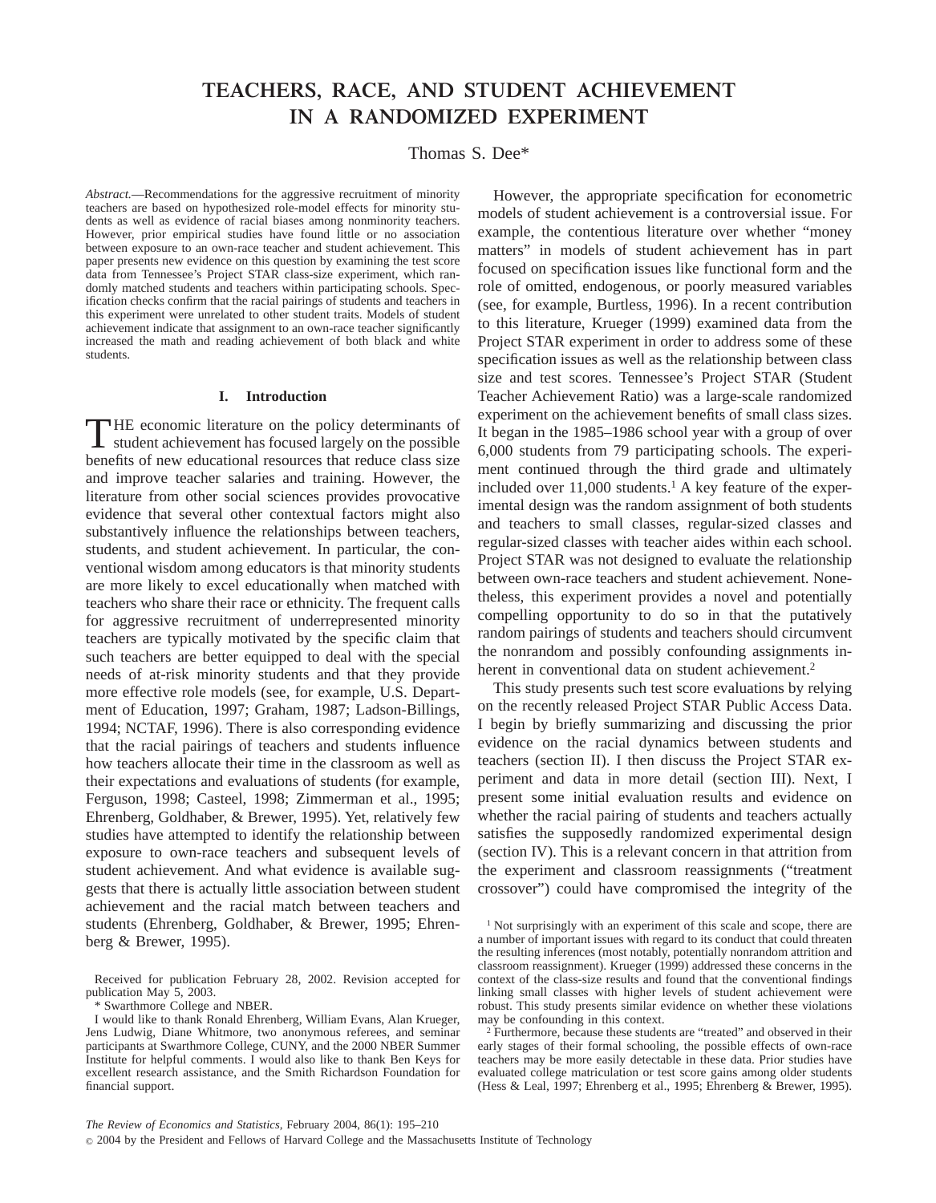# TEACHERS, RACE, AND STUDENT ACHIEVEMENT IN A RANDOMIZED EXPERIMENT

Thomas S. Dee*

*Abstract.*—Recommendations for the aggressive recruitment of minority teachers are based on hypothesized role-model effects for minority students as well as evidence of racial biases among nonminority teachers. However, prior empirical studies have found little or no association between exposure to an own-race teacher and student achievement. This paper presents new evidence on this question by examining the test score data from Tennessee's Project STAR class-size experiment, which randomly matched students and teachers within participating schools. Specification checks confirm that the racial pairings of students and teachers in this experiment were unrelated to other student traits. Models of student achievement indicate that assignment to an own-race teacher significantly increased the math and reading achievement of both black and white students.

## I. Introduction

THE economic literature on the policy determinants of student achievement has focused largely on the possible benefits of new educational resources that reduce class size and improve teacher salaries and training. However, the literature from other social sciences provides provocative evidence that several other contextual factors might also substantively influence the relationships between teachers, students, and student achievement. In particular, the conventional wisdom among educators is that minority students are more likely to excel educationally when matched with teachers who share their race or ethnicity. The frequent calls for aggressive recruitment of underrepresented minority teachers are typically motivated by the specific claim that such teachers are better equipped to deal with the special needs of at-risk minority students and that they provide more effective role models (see, for example, U.S. Department of Education, 1997; Graham, 1987; Ladson-Billings, 1994; NCTAF, 1996). There is also corresponding evidence that the racial pairings of teachers and students influence how teachers allocate their time in the classroom as well as their expectations and evaluations of students (for example, Ferguson, 1998; Casteel, 1998; Zimmerman et al., 1995; Ehrenberg, Goldhaber, & Brewer, 1995). Yet, relatively few studies have attempted to identify the relationship between exposure to own-race teachers and subsequent levels of student achievement. And what evidence is available suggests that there is actually little association between student achievement and the racial match between teachers and students (Ehrenberg, Goldhaber, & Brewer, 1995; Ehrenberg & Brewer, 1995).

However, the appropriate specification for econometric models of student achievement is a controversial issue. For example, the contentious literature over whether "money matters" in models of student achievement has in part focused on specification issues like functional form and the role of omitted, endogenous, or poorly measured variables (see, for example, Burtless, 1996). In a recent contribution to this literature, Krueger (1999) examined data from the Project STAR experiment in order to address some of these specification issues as well as the relationship between class size and test scores. Tennessee's Project STAR (Student Teacher Achievement Ratio) was a large-scale randomized experiment on the achievement benefits of small class sizes. It began in the 1985–1986 school year with a group of over 6,000 students from 79 participating schools. The experiment continued through the third grade and ultimately included over 11,000 students.[1] A key feature of the experimental design was the random assignment of both students and teachers to small classes, regular-sized classes and regular-sized classes with teacher aides within each school. Project STAR was not designed to evaluate the relationship between own-race teachers and student achievement. Nonetheless, this experiment provides a novel and potentially compelling opportunity to do so in that the putatively random pairings of students and teachers should circumvent the nonrandom and possibly confounding assignments inherent in conventional data on student achievement.[2]

This study presents such test score evaluations by relying on the recently released Project STAR Public Access Data. I begin by briefly summarizing and discussing the prior evidence on the racial dynamics between students and teachers (section II). I then discuss the Project STAR experiment and data in more detail (section III). Next, I present some initial evaluation results and evidence on whether the racial pairing of students and teachers actually satisfies the supposedly randomized experimental design (section IV). This is a relevant concern in that attrition from the experiment and classroom reassignments ("treatment crossover") could have compromised the integrity of the

Received for publication February 28, 2002. Revision accepted for publication May 5, 2003.

\* Swarthmore College and NBER.

I would like to thank Ronald Ehrenberg, William Evans, Alan Krueger, Jens Ludwig, Diane Whitmore, two anonymous referees, and seminar participants at Swarthmore College, CUNY, and the 2000 NBER Summer Institute for helpful comments. I would also like to thank Ben Keys for excellent research assistance, and the Smith Richardson Foundation for financial support.

[1] Not surprisingly with an experiment of this scale and scope, there are a number of important issues with regard to its conduct that could threaten the resulting inferences (most notably, potentially nonrandom attrition and classroom reassignment). Krueger (1999) addressed these concerns in the context of the class-size results and found that the conventional findings linking small classes with higher levels of student achievement were robust. This study presents similar evidence on whether these violations may be confounding in this context.

[2] Furthermore, because these students are "treated" and observed in their early stages of their formal schooling, the possible effects of own-race teachers may be more easily detectable in these data. Prior studies have evaluated college matriculation or test score gains among older students (Hess & Leal, 1997; Ehrenberg et al., 1995; Ehrenberg & Brewer, 1995).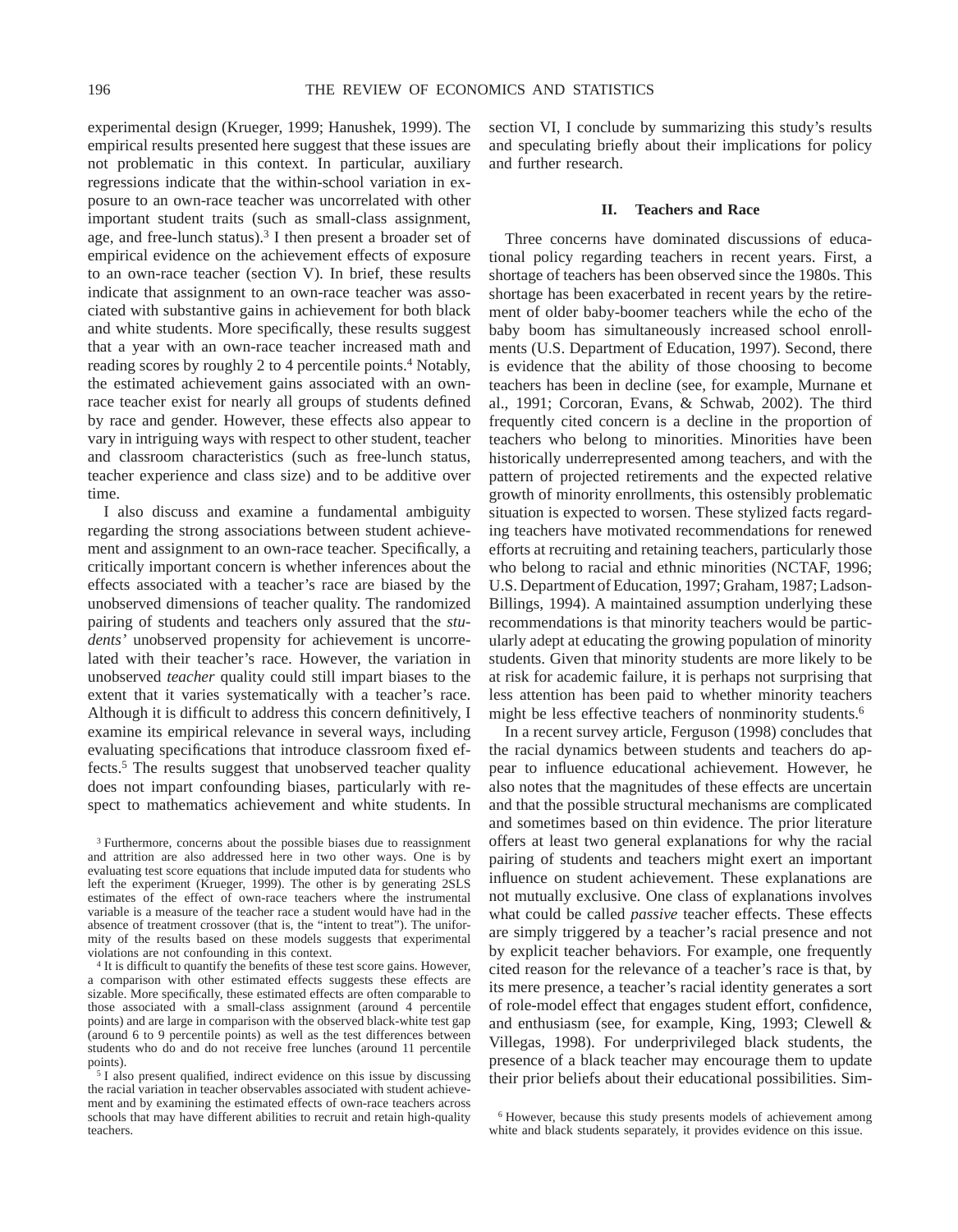experimental design (Krueger, 1999; Hanushek, 1999). The empirical results presented here suggest that these issues are not problematic in this context. In particular, auxiliary regressions indicate that the within-school variation in exposure to an own-race teacher was uncorrelated with other important student traits (such as small-class assignment, age, and free-lunch status).[3] I then present a broader set of empirical evidence on the achievement effects of exposure to an own-race teacher (section V). In brief, these results indicate that assignment to an own-race teacher was associated with substantive gains in achievement for both black and white students. More specifically, these results suggest that a year with an own-race teacher increased math and reading scores by roughly 2 to 4 percentile points.[4] Notably, the estimated achievement gains associated with an own-race teacher exist for nearly all groups of students defined by race and gender. However, these effects also appear to vary in intriguing ways with respect to other student, teacher and classroom characteristics (such as free-lunch status, teacher experience and class size) and to be additive over time.

I also discuss and examine a fundamental ambiguity regarding the strong associations between student achievement and assignment to an own-race teacher. Specifically, a critically important concern is whether inferences about the effects associated with a teacher's race are biased by the unobserved dimensions of teacher quality. The randomized pairing of students and teachers only assured that the *students'* unobserved propensity for achievement is uncorrelated with their teacher's race. However, the variation in unobserved *teacher* quality could still impart biases to the extent that it varies systematically with a teacher's race. Although it is difficult to address this concern definitively, I examine its empirical relevance in several ways, including evaluating specifications that introduce classroom fixed effects.[5] The results suggest that unobserved teacher quality does not impart confounding biases, particularly with respect to mathematics achievement and white students. In section VI, I conclude by summarizing this study's results and speculating briefly about their implications for policy and further research.

## II. Teachers and Race

Three concerns have dominated discussions of educational policy regarding teachers in recent years. First, a shortage of teachers has been observed since the 1980s. This shortage has been exacerbated in recent years by the retirement of older baby-boomer teachers while the echo of the baby boom has simultaneously increased school enrollments (U.S. Department of Education, 1997). Second, there is evidence that the ability of those choosing to become teachers has been in decline (see, for example, Murnane et al., 1991; Corcoran, Evans, & Schwab, 2002). The third frequently cited concern is a decline in the proportion of teachers who belong to minorities. Minorities have been historically underrepresented among teachers, and with the pattern of projected retirements and the expected relative growth of minority enrollments, this ostensibly problematic situation is expected to worsen. These stylized facts regarding teachers have motivated recommendations for renewed efforts at recruiting and retaining teachers, particularly those who belong to racial and ethnic minorities (NCTAF, 1996; U.S. Department of Education, 1997; Graham, 1987; Ladson-Billings, 1994). A maintained assumption underlying these recommendations is that minority teachers would be particularly adept at educating the growing population of minority students. Given that minority students are more likely to be at risk for academic failure, it is perhaps not surprising that less attention has been paid to whether minority teachers might be less effective teachers of nonminority students.[6]

In a recent survey article, Ferguson (1998) concludes that the racial dynamics between students and teachers do appear to influence educational achievement. However, he also notes that the magnitudes of these effects are uncertain and that the possible structural mechanisms are complicated and sometimes based on thin evidence. The prior literature offers at least two general explanations for why the racial pairing of students and teachers might exert an important influence on student achievement. These explanations are not mutually exclusive. One class of explanations involves what could be called *passive* teacher effects. These effects are simply triggered by a teacher's racial presence and not by explicit teacher behaviors. For example, one frequently cited reason for the relevance of a teacher's race is that, by its mere presence, a teacher's racial identity generates a sort of role-model effect that engages student effort, confidence, and enthusiasm (see, for example, King, 1993; Clewell & Villegas, 1998). For underprivileged black students, the presence of a black teacher may encourage them to update their prior beliefs about their educational possibilities. Sim-

[3] Furthermore, concerns about the possible biases due to reassignment and attrition are also addressed here in two other ways. One is by evaluating test score equations that include imputed data for students who left the experiment (Krueger, 1999). The other is by generating 2SLS estimates of the effect of own-race teachers where the instrumental variable is a measure of the teacher race a student would have had in the absence of treatment crossover (that is, the "intent to treat"). The uniformity of the results based on these models suggests that experimental violations are not confounding in this context.

[4] It is difficult to quantify the benefits of these test score gains. However, a comparison with other estimated effects suggests these effects are sizable. More specifically, these estimated effects are often comparable to those associated with a small-class assignment (around 4 percentile points) and are large in comparison with the observed black-white test gap (around 6 to 9 percentile points) as well as the test differences between students who do and do not receive free lunches (around 11 percentile points).

[5] I also present qualified, indirect evidence on this issue by discussing the racial variation in teacher observables associated with student achievement and by examining the estimated effects of own-race teachers across schools that may have different abilities to recruit and retain high-quality teachers.

[6] However, because this study presents models of achievement among white and black students separately, it provides evidence on this issue.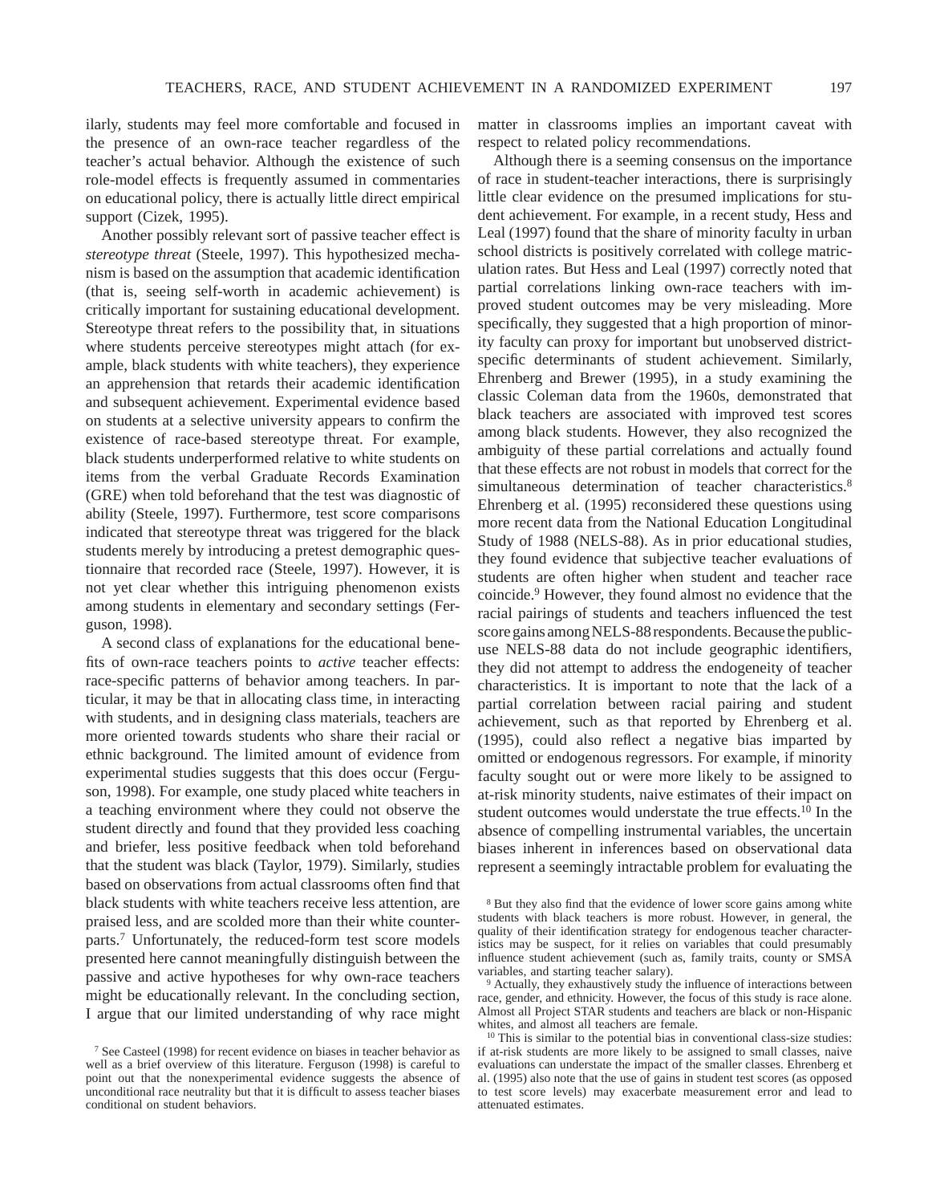ilarly, students may feel more comfortable and focused in the presence of an own-race teacher regardless of the teacher's actual behavior. Although the existence of such role-model effects is frequently assumed in commentaries on educational policy, there is actually little direct empirical support (Cizek, 1995).

Another possibly relevant sort of passive teacher effect is *stereotype threat* (Steele, 1997). This hypothesized mechanism is based on the assumption that academic identification (that is, seeing self-worth in academic achievement) is critically important for sustaining educational development. Stereotype threat refers to the possibility that, in situations where students perceive stereotypes might attach (for example, black students with white teachers), they experience an apprehension that retards their academic identification and subsequent achievement. Experimental evidence based on students at a selective university appears to confirm the existence of race-based stereotype threat. For example, black students underperformed relative to white students on items from the verbal Graduate Records Examination (GRE) when told beforehand that the test was diagnostic of ability (Steele, 1997). Furthermore, test score comparisons indicated that stereotype threat was triggered for the black students merely by introducing a pretest demographic questionnaire that recorded race (Steele, 1997). However, it is not yet clear whether this intriguing phenomenon exists among students in elementary and secondary settings (Ferguson, 1998).

A second class of explanations for the educational benefits of own-race teachers points to *active* teacher effects: race-specific patterns of behavior among teachers. In particular, it may be that in allocating class time, in interacting with students, and in designing class materials, teachers are more oriented towards students who share their racial or ethnic background. The limited amount of evidence from experimental studies suggests that this does occur (Ferguson, 1998). For example, one study placed white teachers in a teaching environment where they could not observe the student directly and found that they provided less coaching and briefer, less positive feedback when told beforehand that the student was black (Taylor, 1979). Similarly, studies based on observations from actual classrooms often find that black students with white teachers receive less attention, are praised less, and are scolded more than their white counterparts.[7] Unfortunately, the reduced-form test score models presented here cannot meaningfully distinguish between the passive and active hypotheses for why own-race teachers might be educationally relevant. In the concluding section, I argue that our limited understanding of why race might matter in classrooms implies an important caveat with respect to related policy recommendations.

Although there is a seeming consensus on the importance of race in student-teacher interactions, there is surprisingly little clear evidence on the presumed implications for student achievement. For example, in a recent study, Hess and Leal (1997) found that the share of minority faculty in urban school districts is positively correlated with college matriculation rates. But Hess and Leal (1997) correctly noted that partial correlations linking own-race teachers with improved student outcomes may be very misleading. More specifically, they suggested that a high proportion of minority faculty can proxy for important but unobserved district-specific determinants of student achievement. Similarly, Ehrenberg and Brewer (1995), in a study examining the classic Coleman data from the 1960s, demonstrated that black teachers are associated with improved test scores among black students. However, they also recognized the ambiguity of these partial correlations and actually found that these effects are not robust in models that correct for the simultaneous determination of teacher characteristics.[8] Ehrenberg et al. (1995) reconsidered these questions using more recent data from the National Education Longitudinal Study of 1988 (NELS-88). As in prior educational studies, they found evidence that subjective teacher evaluations of students are often higher when student and teacher race coincide.[9] However, they found almost no evidence that the racial pairings of students and teachers influenced the test score gains among NELS-88 respondents. Because the public-use NELS-88 data do not include geographic identifiers, they did not attempt to address the endogeneity of teacher characteristics. It is important to note that the lack of a partial correlation between racial pairing and student achievement, such as that reported by Ehrenberg et al. (1995), could also reflect a negative bias imparted by omitted or endogenous regressors. For example, if minority faculty sought out or were more likely to be assigned to at-risk minority students, naive estimates of their impact on student outcomes would understate the true effects.[10] In the absence of compelling instrumental variables, the uncertain biases inherent in inferences based on observational data represent a seemingly intractable problem for evaluating the

[7] See Casteel (1998) for recent evidence on biases in teacher behavior as well as a brief overview of this literature. Ferguson (1998) is careful to point out that the nonexperimental evidence suggests the absence of unconditional race neutrality but that it is difficult to assess teacher biases conditional on student behaviors.

[8] But they also find that the evidence of lower score gains among white students with black teachers is more robust. However, in general, the quality of their identification strategy for endogenous teacher characteristics may be suspect, for it relies on variables that could presumably influence student achievement (such as, family traits, county or SMSA variables, and starting teacher salary).

[9] Actually, they exhaustively study the influence of interactions between race, gender, and ethnicity. However, the focus of this study is race alone. Almost all Project STAR students and teachers are black or non-Hispanic whites, and almost all teachers are female.

[10] This is similar to the potential bias in conventional class-size studies: if at-risk students are more likely to be assigned to small classes, naive evaluations can understate the impact of the smaller classes. Ehrenberg et al. (1995) also note that the use of gains in student test scores (as opposed to test score levels) may exacerbate measurement error and lead to attenuated estimates.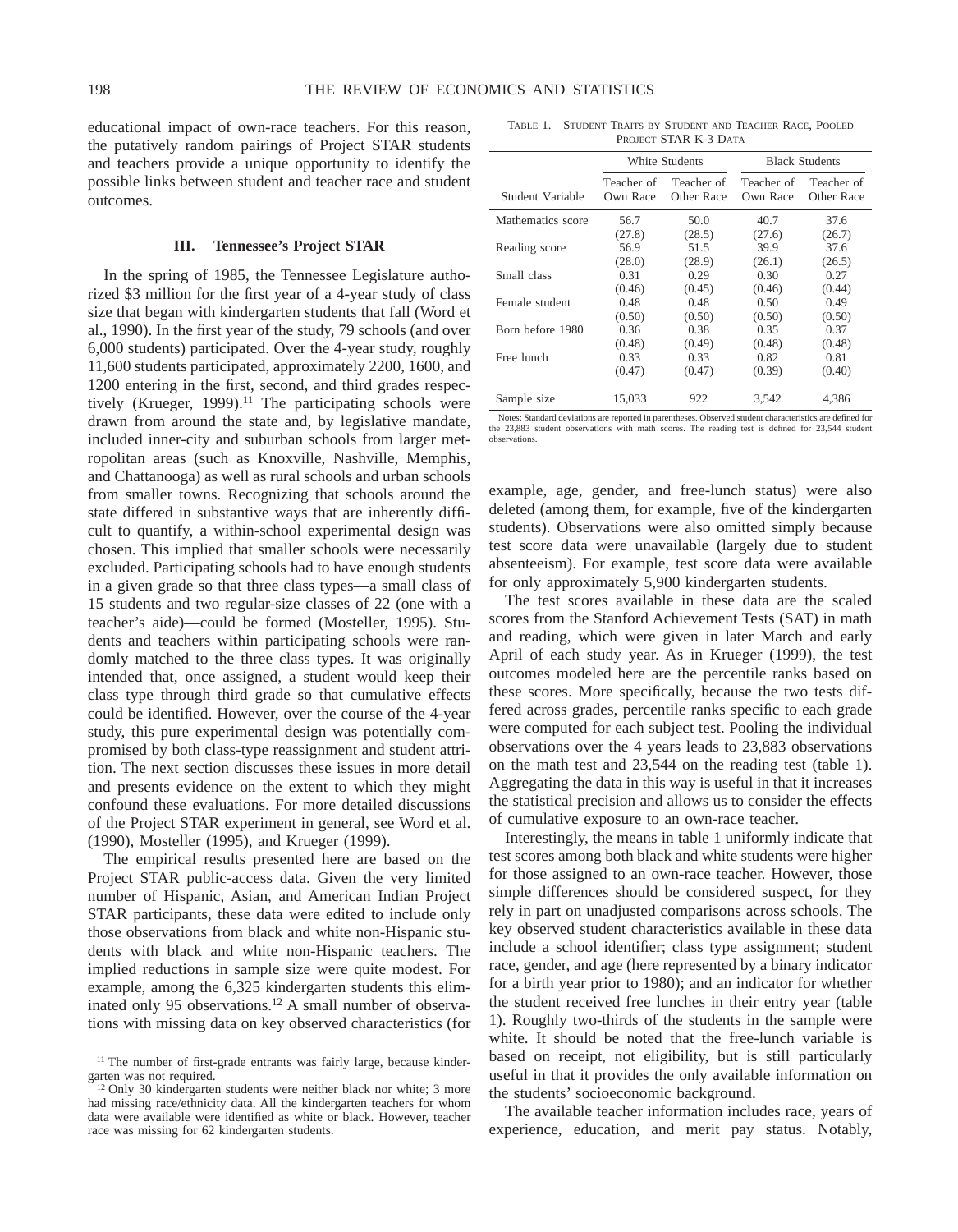educational impact of own-race teachers. For this reason, the putatively random pairings of Project STAR students and teachers provide a unique opportunity to identify the possible links between student and teacher race and student outcomes.

## III. Tennessee's Project STAR

In the spring of 1985, the Tennessee Legislature authorized $3 million for the first year of a 4-year study of class size that began with kindergarten students that fall (Word et al., 1990). In the first year of the study, 79 schools (and over 6,000 students) participated. Over the 4-year study, roughly 11,600 students participated, approximately 2200, 1600, and 1200 entering in the first, second, and third grades respectively (Krueger, 1999).[11] The participating schools were drawn from around the state and, by legislative mandate, included inner-city and suburban schools from larger metropolitan areas (such as Knoxville, Nashville, Memphis, and Chattanooga) as well as rural schools and urban schools from smaller towns. Recognizing that schools around the state differed in substantive ways that are inherently difficult to quantify, a within-school experimental design was chosen. This implied that smaller schools were necessarily excluded. Participating schools had to have enough students in a given grade so that three class types—a small class of 15 students and two regular-size classes of 22 (one with a teacher's aide)—could be formed (Mosteller, 1995). Students and teachers within participating schools were randomly matched to the three class types. It was originally intended that, once assigned, a student would keep their class type through third grade so that cumulative effects could be identified. However, over the course of the 4-year study, this pure experimental design was potentially compromised by both class-type reassignment and student attrition. The next section discusses these issues in more detail and presents evidence on the extent to which they might confound these evaluations. For more detailed discussions of the Project STAR experiment in general, see Word et al. (1990), Mosteller (1995), and Krueger (1999).

The empirical results presented here are based on the Project STAR public-access data. Given the very limited number of Hispanic, Asian, and American Indian Project STAR participants, these data were edited to include only those observations from black and white non-Hispanic students with black and white non-Hispanic teachers. The implied reductions in sample size were quite modest. For example, among the 6,325 kindergarten students this eliminated only 95 observations.[12] A small number of observations with missing data on key observed characteristics (for example, age, gender, and free-lunch status) were also deleted (among them, for example, five of the kindergarten students). Observations were also omitted simply because test score data were unavailable (largely due to student absenteeism). For example, test score data were available for only approximately 5,900 kindergarten students.

TABLE 1.—STUDENT TRAITS BY STUDENT AND TEACHER RACE, POOLED PROJECT STAR K-3 DATA

| | White Students | | Black Students | |
|---|---|---|---|---|
| Student Variable | Teacher of Own Race | Teacher of Other Race | Teacher of Own Race | Teacher of Other Race |
| Mathematics score | 56.7 | 50.0 | 40.7 | 37.6 |
| | (27.8) | (28.5) | (27.6) | (26.7) |
| Reading score | 56.9 | 51.5 | 39.9 | 37.6 |
| | (28.0) | (28.9) | (26.1) | (26.5) |
| Small class | 0.31 | 0.29 | 0.30 | 0.27 |
| | (0.46) | (0.45) | (0.46) | (0.44) |
| Female student | 0.48 | 0.48 | 0.50 | 0.49 |
| | (0.50) | (0.50) | (0.50) | (0.50) |
| Born before 1980 | 0.36 | 0.38 | 0.35 | 0.37 |
| | (0.48) | (0.49) | (0.48) | (0.48) |
| Free lunch | 0.33 | 0.33 | 0.82 | 0.81 |
| | (0.47) | (0.47) | (0.39) | (0.40) |
| Sample size | 15,033 | 922 | 3,542 | 4,386 |

Notes: Standard deviations are reported in parentheses. Observed student characteristics are defined for the 23,883 student observations with math scores. The reading test is defined for 23,544 student observations.

The test scores available in these data are the scaled scores from the Stanford Achievement Tests (SAT) in math and reading, which were given in later March and early April of each study year. As in Krueger (1999), the test outcomes modeled here are the percentile ranks based on these scores. More specifically, because the two tests differed across grades, percentile ranks specific to each grade were computed for each subject test. Pooling the individual observations over the 4 years leads to 23,883 observations on the math test and 23,544 on the reading test (table 1). Aggregating the data in this way is useful in that it increases the statistical precision and allows us to consider the effects of cumulative exposure to an own-race teacher.

Interestingly, the means in table 1 uniformly indicate that test scores among both black and white students were higher for those assigned to an own-race teacher. However, those simple differences should be considered suspect, for they rely in part on unadjusted comparisons across schools. The key observed student characteristics available in these data include a school identifier; class type assignment; student race, gender, and age (here represented by a binary indicator for a birth year prior to 1980); and an indicator for whether the student received free lunches in their entry year (table 1). Roughly two-thirds of the students in the sample were white. It should be noted that the free-lunch variable is based on receipt, not eligibility, but is still particularly useful in that it provides the only available information on the students' socioeconomic background.

The available teacher information includes race, years of experience, education, and merit pay status. Notably,

[11] The number of first-grade entrants was fairly large, because kindergarten was not required.

[12] Only 30 kindergarten students were neither black nor white; 3 more had missing race/ethnicity data. All the kindergarten teachers for whom data were available were identified as white or black. However, teacher race was missing for 62 kindergarten students.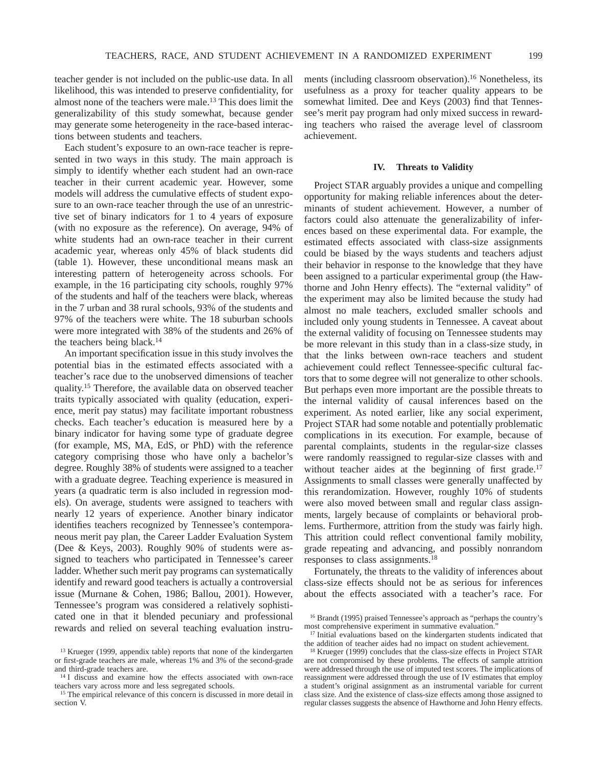teacher gender is not included on the public-use data. In all likelihood, this was intended to preserve confidentiality, for almost none of the teachers were male.[13] This does limit the generalizability of this study somewhat, because gender may generate some heterogeneity in the race-based interactions between students and teachers.

Each student's exposure to an own-race teacher is represented in two ways in this study. The main approach is simply to identify whether each student had an own-race teacher in their current academic year. However, some models will address the cumulative effects of student exposure to an own-race teacher through the use of an unrestrictive set of binary indicators for 1 to 4 years of exposure (with no exposure as the reference). On average, 94% of white students had an own-race teacher in their current academic year, whereas only 45% of black students did (table 1). However, these unconditional means mask an interesting pattern of heterogeneity across schools. For example, in the 16 participating city schools, roughly 97% of the students and half of the teachers were black, whereas in the 7 urban and 38 rural schools, 93% of the students and 97% of the teachers were white. The 18 suburban schools were more integrated with 38% of the students and 26% of the teachers being black.[14]

An important specification issue in this study involves the potential bias in the estimated effects associated with a teacher's race due to the unobserved dimensions of teacher quality.[15] Therefore, the available data on observed teacher traits typically associated with quality (education, experience, merit pay status) may facilitate important robustness checks. Each teacher's education is measured here by a binary indicator for having some type of graduate degree (for example, MS, MA, EdS, or PhD) with the reference category comprising those who have only a bachelor's degree. Roughly 38% of students were assigned to a teacher with a graduate degree. Teaching experience is measured in years (a quadratic term is also included in regression models). On average, students were assigned to teachers with nearly 12 years of experience. Another binary indicator identifies teachers recognized by Tennessee's contemporaneous merit pay plan, the Career Ladder Evaluation System (Dee & Keys, 2003). Roughly 90% of students were assigned to teachers who participated in Tennessee's career ladder. Whether such merit pay programs can systematically identify and reward good teachers is actually a controversial issue (Murnane & Cohen, 1986; Ballou, 2001). However, Tennessee's program was considered a relatively sophisticated one in that it blended pecuniary and professional rewards and relied on several teaching evaluation instruments (including classroom observation).[16] Nonetheless, its usefulness as a proxy for teacher quality appears to be somewhat limited. Dee and Keys (2003) find that Tennessee's merit pay program had only mixed success in rewarding teachers who raised the average level of classroom achievement.

## IV. Threats to Validity

Project STAR arguably provides a unique and compelling opportunity for making reliable inferences about the determinants of student achievement. However, a number of factors could also attenuate the generalizability of inferences based on these experimental data. For example, the estimated effects associated with class-size assignments could be biased by the ways students and teachers adjust their behavior in response to the knowledge that they have been assigned to a particular experimental group (the Hawthorne and John Henry effects). The "external validity" of the experiment may also be limited because the study had almost no male teachers, excluded smaller schools and included only young students in Tennessee. A caveat about the external validity of focusing on Tennessee students may be more relevant in this study than in a class-size study, in that the links between own-race teachers and student achievement could reflect Tennessee-specific cultural factors that to some degree will not generalize to other schools. But perhaps even more important are the possible threats to the internal validity of causal inferences based on the experiment. As noted earlier, like any social experiment, Project STAR had some notable and potentially problematic complications in its execution. For example, because of parental complaints, students in the regular-size classes were randomly reassigned to regular-size classes with and without teacher aides at the beginning of first grade.[17] Assignments to small classes were generally unaffected by this rerandomization. However, roughly 10% of students were also moved between small and regular class assignments, largely because of complaints or behavioral problems. Furthermore, attrition from the study was fairly high. This attrition could reflect conventional family mobility, grade repeating and advancing, and possibly nonrandom responses to class assignments.[18]

Fortunately, the threats to the validity of inferences about class-size effects should not be as serious for inferences about the effects associated with a teacher's race. For

---

[13] Krueger (1999, appendix table) reports that none of the kindergarten or first-grade teachers are male, whereas 1% and 3% of the second-grade and third-grade teachers are.

[14] I discuss and examine how the effects associated with own-race teachers vary across more and less segregated schools.

[15] The empirical relevance of this concern is discussed in more detail in section V.

[16] Brandt (1995) praised Tennessee's approach as "perhaps the country's most comprehensive experiment in summative evaluation."

[17] Initial evaluations based on the kindergarten students indicated that the addition of teacher aides had no impact on student achievement.

[18] Krueger (1999) concludes that the class-size effects in Project STAR are not compromised by these problems. The effects of sample attrition were addressed through the use of imputed test scores. The implications of reassignment were addressed through the use of IV estimates that employ a student's original assignment as an instrumental variable for current class size. And the existence of class-size effects among those assigned to regular classes suggests the absence of Hawthorne and John Henry effects.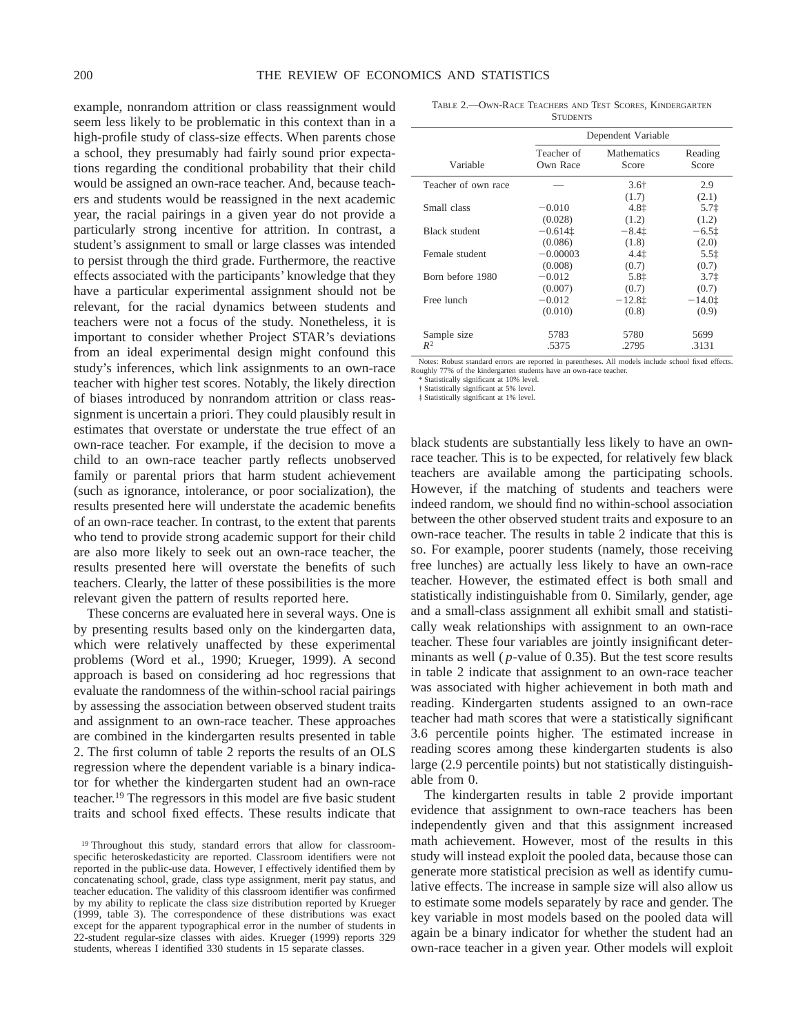example, nonrandom attrition or class reassignment would seem less likely to be problematic in this context than in a high-profile study of class-size effects. When parents chose a school, they presumably had fairly sound prior expectations regarding the conditional probability that their child would be assigned an own-race teacher. And, because teachers and students would be reassigned in the next academic year, the racial pairings in a given year do not provide a particularly strong incentive for attrition. In contrast, a student's assignment to small or large classes was intended to persist through the third grade. Furthermore, the reactive effects associated with the participants' knowledge that they have a particular experimental assignment should not be relevant, for the racial dynamics between students and teachers were not a focus of the study. Nonetheless, it is important to consider whether Project STAR's deviations from an ideal experimental design might confound this study's inferences, which link assignments to an own-race teacher with higher test scores. Notably, the likely direction of biases introduced by nonrandom attrition or class reassignment is uncertain a priori. They could plausibly result in estimates that overstate or understate the true effect of an own-race teacher. For example, if the decision to move a child to an own-race teacher partly reflects unobserved family or parental priors that harm student achievement (such as ignorance, intolerance, or poor socialization), the results presented here will understate the academic benefits of an own-race teacher. In contrast, to the extent that parents who tend to provide strong academic support for their child are also more likely to seek out an own-race teacher, the results presented here will overstate the benefits of such teachers. Clearly, the latter of these possibilities is the more relevant given the pattern of results reported here.

These concerns are evaluated here in several ways. One is by presenting results based only on the kindergarten data, which were relatively unaffected by these experimental problems (Word et al., 1990; Krueger, 1999). A second approach is based on considering ad hoc regressions that evaluate the randomness of the within-school racial pairings by assessing the association between observed student traits and assignment to an own-race teacher. These approaches are combined in the kindergarten results presented in table 2. The first column of table 2 reports the results of an OLS regression where the dependent variable is a binary indicator for whether the kindergarten student had an own-race teacher.[19] The regressors in this model are five basic student traits and school fixed effects. These results indicate that

TABLE 2.—OWN-RACE TEACHERS AND TEST SCORES, KINDERGARTEN STUDENTS

| | Dependent Variable | | |
|---|---|---|---|
| Variable | Teacher of Own Race | Mathematics Score | Reading Score |
| Teacher of own race | — | 3.6† | 2.9 |
| | | (1.7) | (2.1) |
| Small class | −0.010 | 4.8‡ | 5.7‡ |
| | (0.028) | (1.2) | (1.2) |
| Black student | −0.614‡ | −8.4‡ | −6.5‡ |
| | (0.086) | (1.8) | (2.0) |
| Female student | −0.00003 | 4.4‡ | 5.5‡ |
| | (0.008) | (0.7) | (0.7) |
| Born before 1980 | −0.012 | 5.8‡ | 3.7‡ |
| | (0.007) | (0.7) | (0.7) |
| Free lunch | −0.012 | −12.8‡ | −14.0‡ |
| | (0.010) | (0.8) | (0.9) |
| Sample size | 5783 | 5780 | 5699 |
| $R^2$ | .5375 | .2795 | .3131 |

Notes: Robust standard errors are reported in parentheses. All models include school fixed effects. Roughly 77% of the kindergarten students have an own-race teacher.
* Statistically significant at 10% level.
† Statistically significant at 5% level.
‡ Statistically significant at 1% level.

black students are substantially less likely to have an own-race teacher. This is to be expected, for relatively few black teachers are available among the participating schools. However, if the matching of students and teachers were indeed random, we should find no within-school association between the other observed student traits and exposure to an own-race teacher. The results in table 2 indicate that this is so. For example, poorer students (namely, those receiving free lunches) are actually less likely to have an own-race teacher. However, the estimated effect is both small and statistically indistinguishable from 0. Similarly, gender, age and a small-class assignment all exhibit small and statistically weak relationships with assignment to an own-race teacher. These four variables are jointly insignificant determinants as well ($p$-value of 0.35). But the test score results in table 2 indicate that assignment to an own-race teacher was associated with higher achievement in both math and reading. Kindergarten students assigned to an own-race teacher had math scores that were a statistically significant 3.6 percentile points higher. The estimated increase in reading scores among these kindergarten students is also large (2.9 percentile points) but not statistically distinguishable from 0.

The kindergarten results in table 2 provide important evidence that assignment to own-race teachers has been independently given and that this assignment increased math achievement. However, most of the results in this study will instead exploit the pooled data, because those can generate more statistical precision as well as identify cumulative effects. The increase in sample size will also allow us to estimate some models separately by race and gender. The key variable in most models based on the pooled data will again be a binary indicator for whether the student had an own-race teacher in a given year. Other models will exploit

[19] Throughout this study, standard errors that allow for classroom-specific heteroskedasticity are reported. Classroom identifiers were not reported in the public-use data. However, I effectively identified them by concatenating school, grade, class type assignment, merit pay status, and teacher education. The validity of this classroom identifier was confirmed by my ability to replicate the class size distribution reported by Krueger (1999, table 3). The correspondence of these distributions was exact except for the apparent typographical error in the number of students in 22-student regular-size classes with aides. Krueger (1999) reports 329 students, whereas I identified 330 students in 15 separate classes.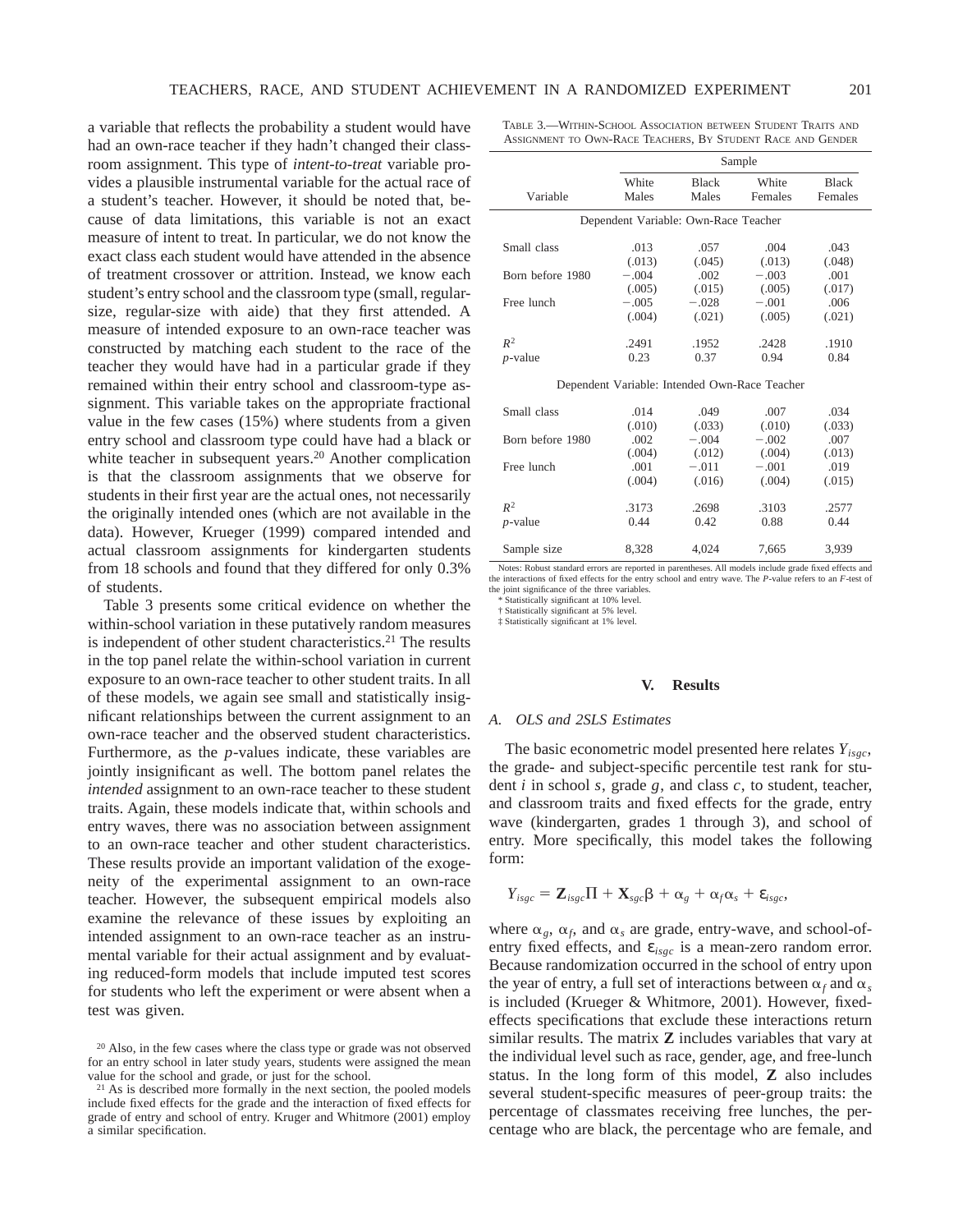a variable that reflects the probability a student would have had an own-race teacher if they hadn't changed their classroom assignment. This type of *intent-to-treat* variable provides a plausible instrumental variable for the actual race of a student's teacher. However, it should be noted that, because of data limitations, this variable is not an exact measure of intent to treat. In particular, we do not know the exact class each student would have attended in the absence of treatment crossover or attrition. Instead, we know each student's entry school and the classroom type (small, regular-size, regular-size with aide) that they first attended. A measure of intended exposure to an own-race teacher was constructed by matching each student to the race of the teacher they would have had in a particular grade if they remained within their entry school and classroom-type assignment. This variable takes on the appropriate fractional value in the few cases (15%) where students from a given entry school and classroom type could have had a black or white teacher in subsequent years.[20] Another complication is that the classroom assignments that we observe for students in their first year are the actual ones, not necessarily the originally intended ones (which are not available in the data). However, Krueger (1999) compared intended and actual classroom assignments for kindergarten students from 18 schools and found that they differed for only 0.3% of students.

Table 3 presents some critical evidence on whether the within-school variation in these putatively random measures is independent of other student characteristics.[21] The results in the top panel relate the within-school variation in current exposure to an own-race teacher to other student traits. In all of these models, we again see small and statistically insignificant relationships between the current assignment to an own-race teacher and the observed student characteristics. Furthermore, as the *p*-values indicate, these variables are jointly insignificant as well. The bottom panel relates the *intended* assignment to an own-race teacher to these student traits. Again, these models indicate that, within schools and entry waves, there was no association between assignment to an own-race teacher and other student characteristics. These results provide an important validation of the exogeneity of the experimental assignment to an own-race teacher. However, the subsequent empirical models also examine the relevance of these issues by exploiting an intended assignment to an own-race teacher as an instrumental variable for their actual assignment and by evaluating reduced-form models that include imputed test scores for students who left the experiment or were absent when a test was given.

[20] Also, in the few cases where the class type or grade was not observed for an entry school in later study years, students were assigned the mean value for the school and grade, or just for the school.

[21] As is described more formally in the next section, the pooled models include fixed effects for the grade and the interaction of fixed effects for grade of entry and school of entry. Kruger and Whitmore (2001) employ a similar specification.

TABLE 3.—WITHIN-SCHOOL ASSOCIATION BETWEEN STUDENT TRAITS AND ASSIGNMENT TO OWN-RACE TEACHERS, BY STUDENT RACE AND GENDER

| | Sample | | | |
|---|---|---|---|---|
| Variable | White Males | Black Males | White Females | Black Females |
| *Dependent Variable: Own-Race Teacher* | | | | |
| Small class | .013 | .057 | .004 | .043 |
| | (.013) | (.045) | (.013) | (.048) |
| Born before 1980 | −.004 | .002 | −.003 | .001 |
| | (.005) | (.015) | (.005) | (.017) |
| Free lunch | −.005 | −.028 | −.001 | .006 |
| | (.004) | (.021) | (.005) | (.021) |
| $R^2$ | .2491 | .1952 | .2428 | .1910 |
| *p*-value | 0.23 | 0.37 | 0.94 | 0.84 |
| *Dependent Variable: Intended Own-Race Teacher* | | | | |
| Small class | .014 | .049 | .007 | .034 |
| | (.010) | (.033) | (.010) | (.033) |
| Born before 1980 | .002 | −.004 | −.002 | .007 |
| | (.004) | (.012) | (.004) | (.013) |
| Free lunch | .001 | −.011 | −.001 | .019 |
| | (.004) | (.016) | (.004) | (.015) |
| $R^2$ | .3173 | .2698 | .3103 | .2577 |
| *p*-value | 0.44 | 0.42 | 0.88 | 0.44 |
| Sample size | 8,328 | 4,024 | 7,665 | 3,939 |

Notes: Robust standard errors are reported in parentheses. All models include grade fixed effects and the interactions of fixed effects for the entry school and entry wave. The *P*-value refers to an *F*-test of the joint significance of the three variables.
* Statistically significant at 10% level.
† Statistically significant at 5% level.
‡ Statistically significant at 1% level.

## V. Results

### A. OLS and 2SLS Estimates

The basic econometric model presented here relates $Y_{isgc}$, the grade- and subject-specific percentile test rank for student $i$ in school $s$, grade $g$, and class $c$, to student, teacher, and classroom traits and fixed effects for the grade, entry wave (kindergarten, grades 1 through 3), and school of entry. More specifically, this model takes the following form:

$$Y_{isgc} = \mathbf{Z}_{isgc}\Pi + \mathbf{X}_{sgc}\beta + \alpha_g + \alpha_f\alpha_s + \varepsilon_{isgc},$$

where $\alpha_g$, $\alpha_f$, and $\alpha_s$ are grade, entry-wave, and school-of-entry fixed effects, and $\varepsilon_{isgc}$ is a mean-zero random error. Because randomization occurred in the school of entry upon the year of entry, a full set of interactions between $\alpha_f$ and $\alpha_s$ is included (Krueger & Whitmore, 2001). However, fixed-effects specifications that exclude these interactions return similar results. The matrix **Z** includes variables that vary at the individual level such as race, gender, age, and free-lunch status. In the long form of this model, **Z** also includes several student-specific measures of peer-group traits: the percentage of classmates receiving free lunches, the percentage who are black, the percentage who are female, and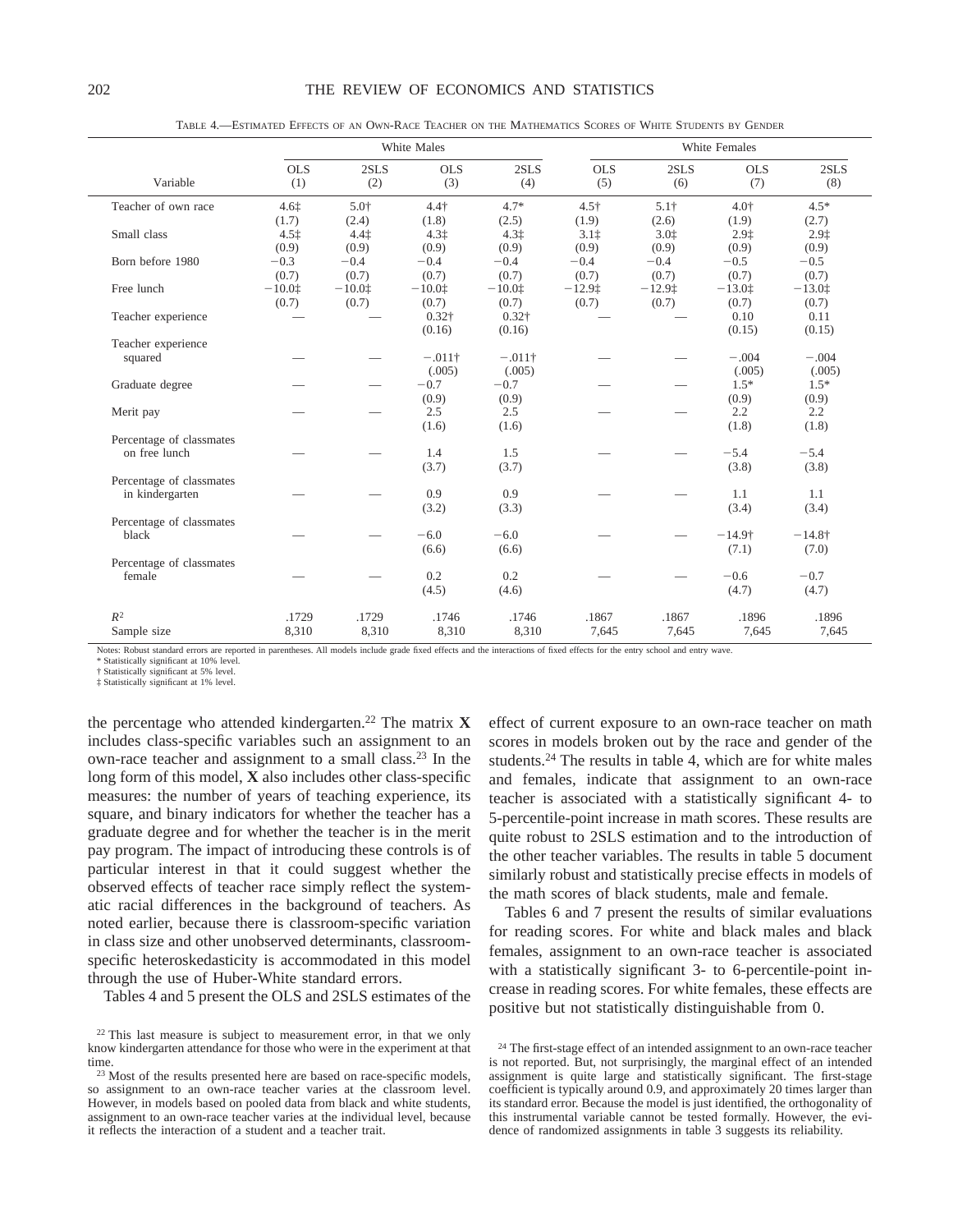TABLE 4.—ESTIMATED EFFECTS OF AN OWN-RACE TEACHER ON THE MATHEMATICS SCORES OF WHITE STUDENTS BY GENDER

| | White Males | | | | White Females | | | |
|---|---|---|---|---|---|---|---|---|
| Variable | OLS (1) | 2SLS (2) | OLS (3) | 2SLS (4) | OLS (5) | 2SLS (6) | OLS (7) | 2SLS (8) |
| Teacher of own race | 4.6‡ | 5.0† | 4.4† | 4.7* | 4.5† | 5.1† | 4.0† | 4.5* |
| | (1.7) | (2.4) | (1.8) | (2.5) | (1.9) | (2.6) | (1.9) | (2.7) |
| Small class | 4.5‡ | 4.4‡ | 4.3‡ | 4.3‡ | 3.1‡ | 3.0‡ | 2.9‡ | 2.9‡ |
| | (0.9) | (0.9) | (0.9) | (0.9) | (0.9) | (0.9) | (0.9) | (0.9) |
| Born before 1980 | −0.3 | −0.4 | −0.4 | −0.4 | −0.4 | −0.4 | −0.5 | −0.5 |
| | (0.7) | (0.7) | (0.7) | (0.7) | (0.7) | (0.7) | (0.7) | (0.7) |
| Free lunch | −10.0‡ | −10.0‡ | −10.0‡ | −10.0‡ | −12.9‡ | −12.9‡ | −13.0‡ | −13.0‡ |
| | (0.7) | (0.7) | (0.7) | (0.7) | (0.7) | (0.7) | (0.7) | (0.7) |
| Teacher experience | — | — | 0.32† | 0.32† | — | — | 0.10 | 0.11 |
| | | | (0.16) | (0.16) | | | (0.15) | (0.15) |
| Teacher experience squared | — | — | −.011† | −.011† | — | — | −.004 | −.004 |
| | | | (.005) | (.005) | | | (.005) | (.005) |
| Graduate degree | — | — | −0.7 | −0.7 | — | — | 1.5* | 1.5* |
| | | | (0.9) | (0.9) | | | (0.9) | (0.9) |
| Merit pay | — | — | 2.5 | 2.5 | — | — | 2.2 | 2.2 |
| | | | (1.6) | (1.6) | | | (1.8) | (1.8) |
| Percentage of classmates on free lunch | — | — | 1.4 | 1.5 | — | — | −5.4 | −5.4 |
| | | | (3.7) | (3.7) | | | (3.8) | (3.8) |
| Percentage of classmates in kindergarten | — | — | 0.9 | 0.9 | — | — | 1.1 | 1.1 |
| | | | (3.2) | (3.3) | | | (3.4) | (3.4) |
| Percentage of classmates black | — | — | −6.0 | −6.0 | — | — | −14.9† | −14.8† |
| | | | (6.6) | (6.6) | | | (7.1) | (7.0) |
| Percentage of classmates female | — | — | 0.2 | 0.2 | — | — | −0.6 | −0.7 |
| | | | (4.5) | (4.6) | | | (4.7) | (4.7) |
| $R^2$ | .1729 | .1729 | .1746 | .1746 | .1867 | .1867 | .1896 | .1896 |
| Sample size | 8,310 | 8,310 | 8,310 | 8,310 | 7,645 | 7,645 | 7,645 | 7,645 |

Notes: Robust standard errors are reported in parentheses. All models include grade fixed effects and the interactions of fixed effects for the entry school and entry wave.
* Statistically significant at 10% level.
† Statistically significant at 5% level.
‡ Statistically significant at 1% level.

the percentage who attended kindergarten.[22] The matrix **X** includes class-specific variables such an assignment to an own-race teacher and assignment to a small class.[23] In the long form of this model, **X** also includes other class-specific measures: the number of years of teaching experience, its square, and binary indicators for whether the teacher has a graduate degree and for whether the teacher is in the merit pay program. The impact of introducing these controls is of particular interest in that it could suggest whether the observed effects of teacher race simply reflect the systematic racial differences in the background of teachers. As noted earlier, because there is classroom-specific variation in class size and other unobserved determinants, classroom-specific heteroskedasticity is accommodated in this model through the use of Huber-White standard errors.

Tables 4 and 5 present the OLS and 2SLS estimates of the effect of current exposure to an own-race teacher on math scores in models broken out by the race and gender of the students.[24] The results in table 4, which are for white males and females, indicate that assignment to an own-race teacher is associated with a statistically significant 4- to 5-percentile-point increase in math scores. These results are quite robust to 2SLS estimation and to the introduction of the other teacher variables. The results in table 5 document similarly robust and statistically precise effects in models of the math scores of black students, male and female.

Tables 6 and 7 present the results of similar evaluations for reading scores. For white and black males and black females, assignment to an own-race teacher is associated with a statistically significant 3- to 6-percentile-point increase in reading scores. For white females, these effects are positive but not statistically distinguishable from 0.

[22] This last measure is subject to measurement error, in that we only know kindergarten attendance for those who were in the experiment at that time.

[23] Most of the results presented here are based on race-specific models, so assignment to an own-race teacher varies at the classroom level. However, in models based on pooled data from black and white students, assignment to an own-race teacher varies at the individual level, because it reflects the interaction of a student and a teacher trait.

[24] The first-stage effect of an intended assignment to an own-race teacher is not reported. But, not surprisingly, the marginal effect of an intended assignment is quite large and statistically significant. The first-stage coefficient is typically around 0.9, and approximately 20 times larger than its standard error. Because the model is just identified, the orthogonality of this instrumental variable cannot be tested formally. However, the evidence of randomized assignments in table 3 suggests its reliability.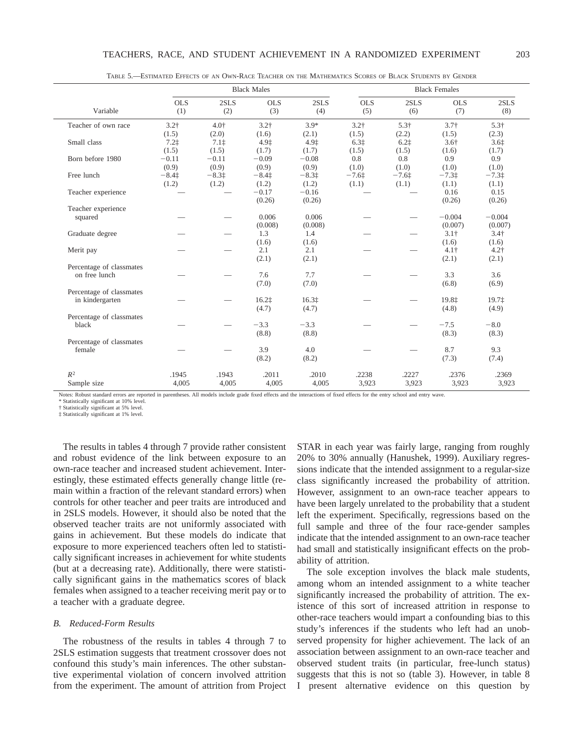TABLE 5.—ESTIMATED EFFECTS OF AN OWN-RACE TEACHER ON THE MATHEMATICS SCORES OF BLACK STUDENTS BY GENDER

| | Black Males | | | | Black Females | | | |
|---|---|---|---|---|---|---|---|---|
| Variable | OLS (1) | 2SLS (2) | OLS (3) | 2SLS (4) | OLS (5) | 2SLS (6) | OLS (7) | 2SLS (8) |
| Teacher of own race | 3.2† | 4.0† | 3.2† | 3.9* | 3.2† | 5.3† | 3.7† | 5.3† |
| | (1.5) | (2.0) | (1.6) | (2.1) | (1.5) | (2.2) | (1.5) | (2.3) |
| Small class | 7.2‡ | 7.1‡ | 4.9‡ | 4.9‡ | 6.3‡ | 6.2‡ | 3.6† | 3.6‡ |
| | (1.5) | (1.5) | (1.7) | (1.7) | (1.5) | (1.5) | (1.6) | (1.7) |
| Born before 1980 | −0.11 | −0.11 | −0.09 | −0.08 | 0.8 | 0.8 | 0.9 | 0.9 |
| | (0.9) | (0.9) | (0.9) | (0.9) | (1.0) | (1.0) | (1.0) | (1.0) |
| Free lunch | −8.4‡ | −8.3‡ | −8.4‡ | −8.3‡ | −7.6‡ | −7.6‡ | −7.3‡ | −7.3‡ |
| | (1.2) | (1.2) | (1.2) | (1.2) | (1.1) | (1.1) | (1.1) | (1.1) |
| Teacher experience | — | — | −0.17 | −0.16 | — | — | 0.16 | 0.15 |
| | | | (0.26) | (0.26) | | | (0.26) | (0.26) |
| Teacher experience squared | — | — | 0.006 | 0.006 | — | — | −0.004 | −0.004 |
| | | | (0.008) | (0.008) | | | (0.007) | (0.007) |
| Graduate degree | — | — | 1.3 | 1.4 | — | — | 3.1† | 3.4† |
| | | | (1.6) | (1.6) | | | (1.6) | (1.6) |
| Merit pay | — | — | 2.1 | 2.1 | — | — | 4.1† | 4.2† |
| | | | (2.1) | (2.1) | | | (2.1) | (2.1) |
| Percentage of classmates on free lunch | — | — | 7.6 | 7.7 | — | — | 3.3 | 3.6 |
| | | | (7.0) | (7.0) | | | (6.8) | (6.9) |
| Percentage of classmates in kindergarten | — | — | 16.2‡ | 16.3‡ | — | — | 19.8‡ | 19.7‡ |
| | | | (4.7) | (4.7) | | | (4.8) | (4.9) |
| Percentage of classmates black | — | — | −3.3 | −3.3 | — | — | −7.5 | −8.0 |
| | | | (8.8) | (8.8) | | | (8.3) | (8.3) |
| Percentage of classmates female | — | — | 3.9 | 4.0 | — | — | 8.7 | 9.3 |
| | | | (8.2) | (8.2) | | | (7.3) | (7.4) |
| $R^2$ | .1945 | .1943 | .2011 | .2010 | .2238 | .2227 | .2376 | .2369 |
| Sample size | 4,005 | 4,005 | 4,005 | 4,005 | 3,923 | 3,923 | 3,923 | 3,923 |

Notes: Robust standard errors are reported in parentheses. All models include grade fixed effects and the interactions of fixed effects for the entry school and entry wave.
* Statistically significant at 10% level.
† Statistically significant at 5% level.
‡ Statistically significant at 1% level.

The results in tables 4 through 7 provide rather consistent and robust evidence of the link between exposure to an own-race teacher and increased student achievement. Interestingly, these estimated effects generally change little (remain within a fraction of the relevant standard errors) when controls for other teacher and peer traits are introduced and in 2SLS models. However, it should also be noted that the observed teacher traits are not uniformly associated with gains in achievement. But these models do indicate that exposure to more experienced teachers often led to statistically significant increases in achievement for white students (but at a decreasing rate). Additionally, there were statistically significant gains in the mathematics scores of black females when assigned to a teacher receiving merit pay or to a teacher with a graduate degree.

### *B. Reduced-Form Results*

The robustness of the results in tables 4 through 7 to 2SLS estimation suggests that treatment crossover does not confound this study's main inferences. The other substantive experimental violation of concern involved attrition from the experiment. The amount of attrition from Project STAR in each year was fairly large, ranging from roughly 20% to 30% annually (Hanushek, 1999). Auxiliary regressions indicate that the intended assignment to a regular-size class significantly increased the probability of attrition. However, assignment to an own-race teacher appears to have been largely unrelated to the probability that a student left the experiment. Specifically, regressions based on the full sample and three of the four race-gender samples indicate that the intended assignment to an own-race teacher had small and statistically insignificant effects on the probability of attrition.

The sole exception involves the black male students, among whom an intended assignment to a white teacher significantly increased the probability of attrition. The existence of this sort of increased attrition in response to other-race teachers would impart a confounding bias to this study's inferences if the students who left had an unobserved propensity for higher achievement. The lack of an association between assignment to an own-race teacher and observed student traits (in particular, free-lunch status) suggests that this is not so (table 3). However, in table 8 I present alternative evidence on this question by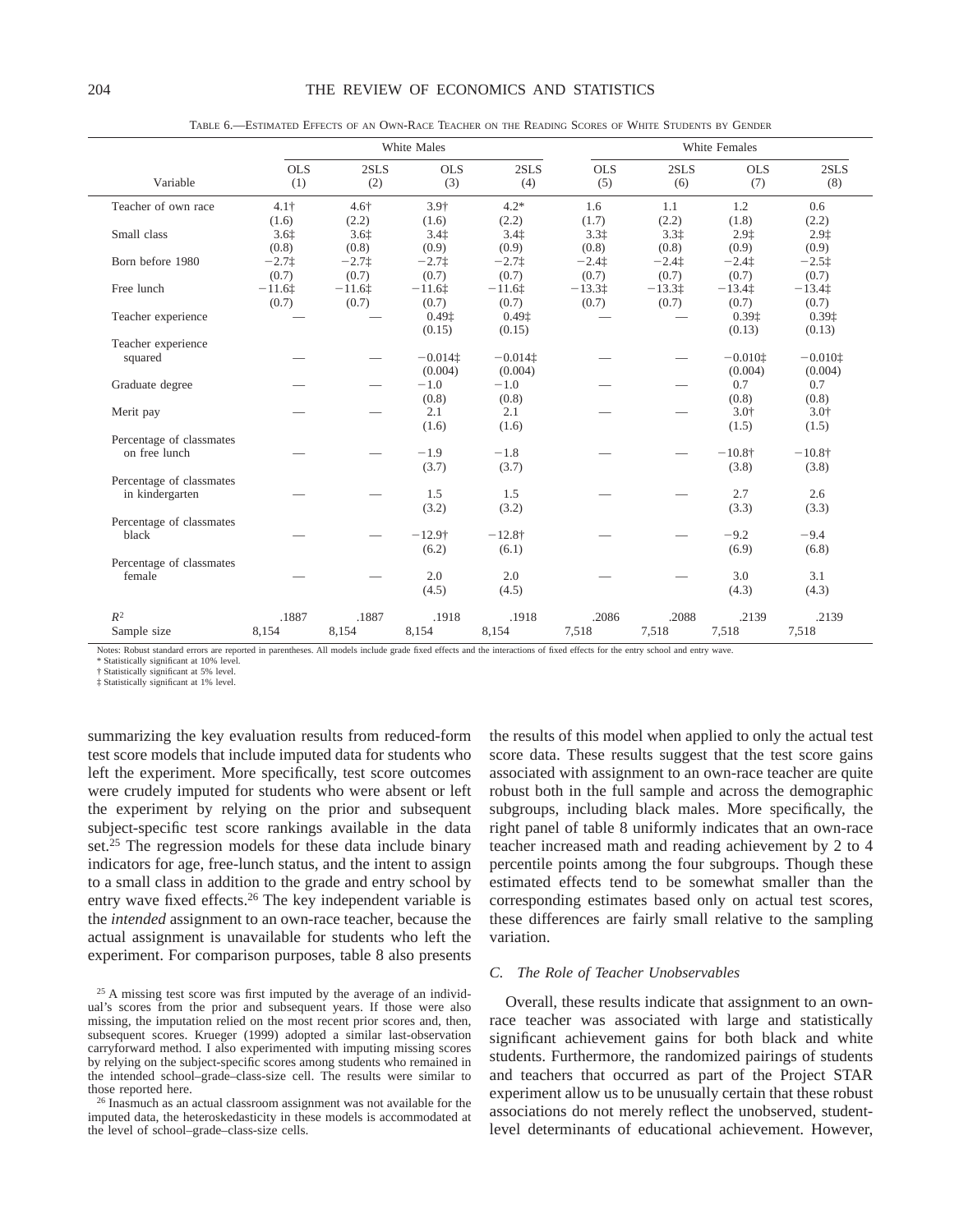TABLE 6.—ESTIMATED EFFECTS OF AN OWN-RACE TEACHER ON THE READING SCORES OF WHITE STUDENTS BY GENDER

| | White Males | | | | White Females | | | |
|---|---|---|---|---|---|---|---|---|
| Variable | OLS (1) | 2SLS (2) | OLS (3) | 2SLS (4) | OLS (5) | 2SLS (6) | OLS (7) | 2SLS (8) |
| Teacher of own race | 4.1† | 4.6† | 3.9† | 4.2* | 1.6 | 1.1 | 1.2 | 0.6 |
| | (1.6) | (2.2) | (1.6) | (2.2) | (1.7) | (2.2) | (1.8) | (2.2) |
| Small class | 3.6‡ | 3.6‡ | 3.4‡ | 3.4‡ | 3.3‡ | 3.3‡ | 2.9‡ | 2.9‡ |
| | (0.8) | (0.8) | (0.9) | (0.9) | (0.8) | (0.8) | (0.9) | (0.9) |
| Born before 1980 | −2.7‡ | −2.7‡ | −2.7‡ | −2.7‡ | −2.4‡ | −2.4‡ | −2.4‡ | −2.5‡ |
| | (0.7) | (0.7) | (0.7) | (0.7) | (0.7) | (0.7) | (0.7) | (0.7) |
| Free lunch | −11.6‡ | −11.6‡ | −11.6‡ | −11.6‡ | −13.3‡ | −13.3‡ | −13.4‡ | −13.4‡ |
| | (0.7) | (0.7) | (0.7) | (0.7) | (0.7) | (0.7) | (0.7) | (0.7) |
| Teacher experience | — | — | 0.49‡ | 0.49‡ | — | — | 0.39‡ | 0.39‡ |
| | | | (0.15) | (0.15) | | | (0.13) | (0.13) |
| Teacher experience squared | — | — | −0.014‡ | −0.014‡ | — | — | −0.010‡ | −0.010‡ |
| | | | (0.004) | (0.004) | | | (0.004) | (0.004) |
| Graduate degree | — | — | −1.0 | −1.0 | — | — | 0.7 | 0.7 |
| | | | (0.8) | (0.8) | | | (0.8) | (0.8) |
| Merit pay | — | — | 2.1 | 2.1 | — | — | 3.0† | 3.0† |
| | | | (1.6) | (1.6) | | | (1.5) | (1.5) |
| Percentage of classmates on free lunch | — | — | −1.9 | −1.8 | — | — | −10.8† | −10.8† |
| | | | (3.7) | (3.7) | | | (3.8) | (3.8) |
| Percentage of classmates in kindergarten | — | — | 1.5 | 1.5 | — | — | 2.7 | 2.6 |
| | | | (3.2) | (3.2) | | | (3.3) | (3.3) |
| Percentage of classmates black | — | — | −12.9† | −12.8† | — | — | −9.2 | −9.4 |
| | | | (6.2) | (6.1) | | | (6.9) | (6.8) |
| Percentage of classmates female | — | — | 2.0 | 2.0 | — | — | 3.0 | 3.1 |
| | | | (4.5) | (4.5) | | | (4.3) | (4.3) |
| $R^2$ | .1887 | .1887 | .1918 | .1918 | .2086 | .2088 | .2139 | .2139 |
| Sample size | 8,154 | 8,154 | 8,154 | 8,154 | 7,518 | 7,518 | 7,518 | 7,518 |

Notes: Robust standard errors are reported in parentheses. All models include grade fixed effects and the interactions of fixed effects for the entry school and entry wave.
* Statistically significant at 10% level.
† Statistically significant at 5% level.
‡ Statistically significant at 1% level.

summarizing the key evaluation results from reduced-form test score models that include imputed data for students who left the experiment. More specifically, test score outcomes were crudely imputed for students who were absent or left the experiment by relying on the prior and subsequent subject-specific test score rankings available in the data set.[25] The regression models for these data include binary indicators for age, free-lunch status, and the intent to assign to a small class in addition to the grade and entry school by entry wave fixed effects.[26] The key independent variable is the *intended* assignment to an own-race teacher, because the actual assignment is unavailable for students who left the experiment. For comparison purposes, table 8 also presents the results of this model when applied to only the actual test score data. These results suggest that the test score gains associated with assignment to an own-race teacher are quite robust both in the full sample and across the demographic subgroups, including black males. More specifically, the right panel of table 8 uniformly indicates that an own-race teacher increased math and reading achievement by 2 to 4 percentile points among the four subgroups. Though these estimated effects tend to be somewhat smaller than the corresponding estimates based only on actual test scores, these differences are fairly small relative to the sampling variation.

### C. The Role of Teacher Unobservables

Overall, these results indicate that assignment to an own-race teacher was associated with large and statistically significant achievement gains for both black and white students. Furthermore, the randomized pairings of students and teachers that occurred as part of the Project STAR experiment allow us to be unusually certain that these robust associations do not merely reflect the unobserved, student-level determinants of educational achievement. However,

[25] A missing test score was first imputed by the average of an individual's scores from the prior and subsequent years. If those were also missing, the imputation relied on the most recent prior scores and, then, subsequent scores. Krueger (1999) adopted a similar last-observation carryforward method. I also experimented with imputing missing scores by relying on the subject-specific scores among students who remained in the intended school–grade–class-size cell. The results were similar to those reported here.

[26] Inasmuch as an actual classroom assignment was not available for the imputed data, the heteroskedasticity in these models is accommodated at the level of school–grade–class-size cells.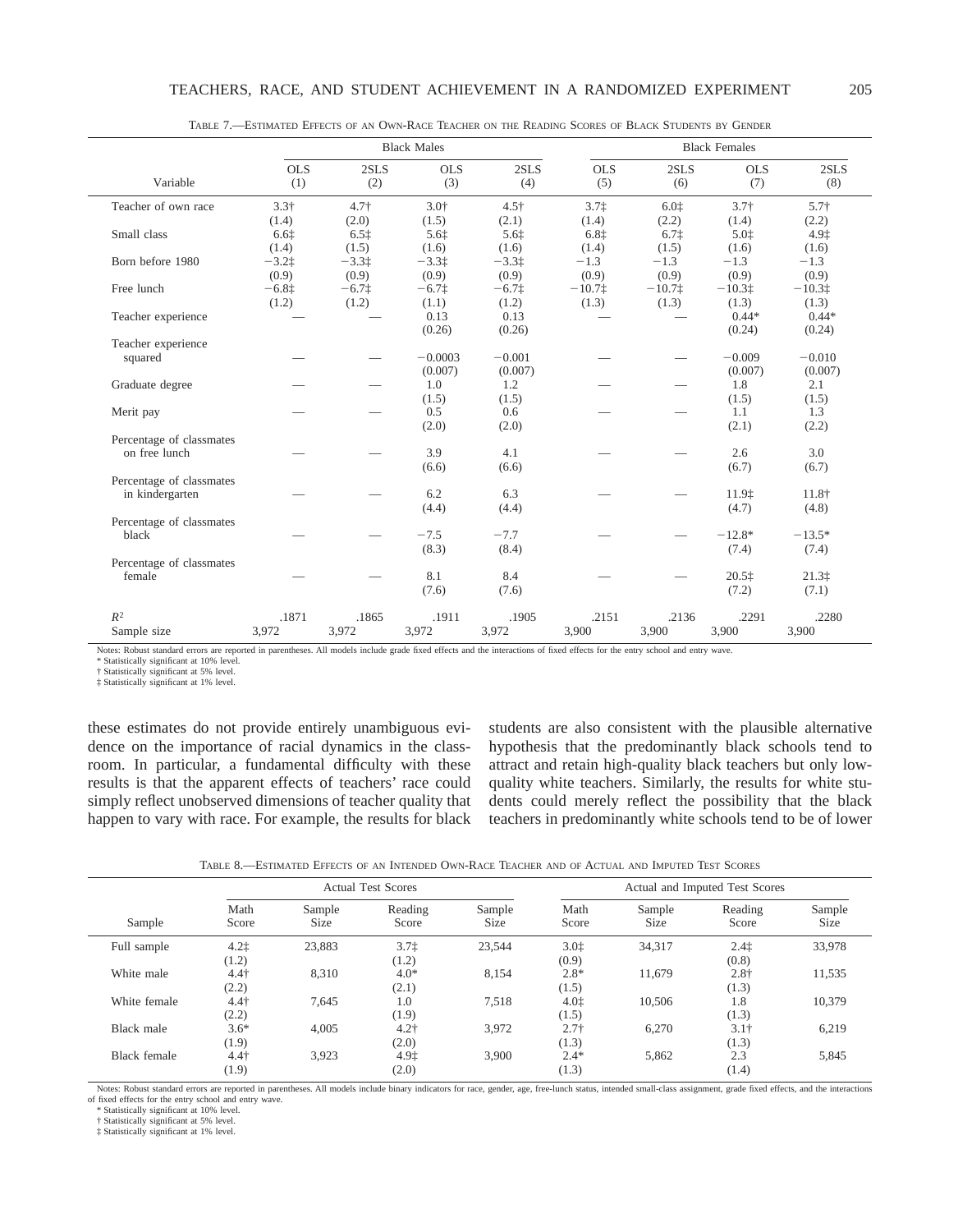TABLE 7.—ESTIMATED EFFECTS OF AN OWN-RACE TEACHER ON THE READING SCORES OF BLACK STUDENTS BY GENDER

| | Black Males | | | | Black Females | | | |
|---|---|---|---|---|---|---|---|---|
| Variable | OLS (1) | 2SLS (2) | OLS (3) | 2SLS (4) | OLS (5) | 2SLS (6) | OLS (7) | 2SLS (8) |
| Teacher of own race | 3.3† | 4.7† | 3.0† | 4.5† | 3.7‡ | 6.0‡ | 3.7† | 5.7† |
| | (1.4) | (2.0) | (1.5) | (2.1) | (1.4) | (2.2) | (1.4) | (2.2) |
| Small class | 6.6‡ | 6.5‡ | 5.6‡ | 5.6‡ | 6.8‡ | 6.7‡ | 5.0‡ | 4.9‡ |
| | (1.4) | (1.5) | (1.6) | (1.6) | (1.4) | (1.5) | (1.6) | (1.6) |
| Born before 1980 | −3.2‡ | −3.3‡ | −3.3‡ | −3.3‡ | −1.3 | −1.3 | −1.3 | −1.3 |
| | (0.9) | (0.9) | (0.9) | (0.9) | (0.9) | (0.9) | (0.9) | (0.9) |
| Free lunch | −6.8‡ | −6.7‡ | −6.7‡ | −6.7‡ | −10.7‡ | −10.7‡ | −10.3‡ | −10.3‡ |
| | (1.2) | (1.2) | (1.1) | (1.2) | (1.3) | (1.3) | (1.3) | (1.3) |
| Teacher experience | — | — | 0.13 | 0.13 | — | — | 0.44* | 0.44* |
| | | | (0.26) | (0.26) | | | (0.24) | (0.24) |
| Teacher experience squared | — | — | −0.0003 | −0.001 | — | — | −0.009 | −0.010 |
| | | | (0.007) | (0.007) | | | (0.007) | (0.007) |
| Graduate degree | — | — | 1.0 | 1.2 | — | — | 1.8 | 2.1 |
| | | | (1.5) | (1.5) | | | (1.5) | (1.5) |
| Merit pay | — | — | 0.5 | 0.6 | — | — | 1.1 | 1.3 |
| | | | (2.0) | (2.0) | | | (2.1) | (2.2) |
| Percentage of classmates on free lunch | — | — | 3.9 | 4.1 | — | — | 2.6 | 3.0 |
| | | | (6.6) | (6.6) | | | (6.7) | (6.7) |
| Percentage of classmates in kindergarten | — | — | 6.2 | 6.3 | — | — | 11.9‡ | 11.8† |
| | | | (4.4) | (4.4) | | | (4.7) | (4.8) |
| Percentage of classmates black | — | — | −7.5 | −7.7 | — | — | −12.8* | −13.5* |
| | | | (8.3) | (8.4) | | | (7.4) | (7.4) |
| Percentage of classmates female | — | — | 8.1 | 8.4 | — | — | 20.5‡ | 21.3‡ |
| | | | (7.6) | (7.6) | | | (7.2) | (7.1) |
| $R^2$ | .1871 | .1865 | .1911 | .1905 | .2151 | .2136 | .2291 | .2280 |
| Sample size | 3,972 | 3,972 | 3,972 | 3,972 | 3,900 | 3,900 | 3,900 | 3,900 |

Notes: Robust standard errors are reported in parentheses. All models include grade fixed effects and the interactions of fixed effects for the entry school and entry wave.
* Statistically significant at 10% level.
† Statistically significant at 5% level.
‡ Statistically significant at 1% level.

these estimates do not provide entirely unambiguous evidence on the importance of racial dynamics in the classroom. In particular, a fundamental difficulty with these results is that the apparent effects of teachers' race could simply reflect unobserved dimensions of teacher quality that happen to vary with race. For example, the results for black students are also consistent with the plausible alternative hypothesis that the predominantly black schools tend to attract and retain high-quality black teachers but only low-quality white teachers. Similarly, the results for white students could merely reflect the possibility that the black teachers in predominantly white schools tend to be of lower

TABLE 8.—ESTIMATED EFFECTS OF AN INTENDED OWN-RACE TEACHER AND OF ACTUAL AND IMPUTED TEST SCORES

| | Actual Test Scores | | | | Actual and Imputed Test Scores | | | |
|---|---|---|---|---|---|---|---|---|
| Sample | Math Score | Sample Size | Reading Score | Sample Size | Math Score | Sample Size | Reading Score | Sample Size |
| Full sample | 4.2‡ | 23,883 | 3.7‡ | 23,544 | 3.0‡ | 34,317 | 2.4‡ | 33,978 |
| | (1.2) | | (1.2) | | (0.9) | | (0.8) | |
| White male | 4.4† | 8,310 | 4.0* | 8,154 | 2.8* | 11,679 | 2.8† | 11,535 |
| | (2.2) | | (2.1) | | (1.5) | | (1.3) | |
| White female | 4.4† | 7,645 | 1.0 | 7,518 | 4.0‡ | 10,506 | 1.8 | 10,379 |
| | (2.2) | | (1.9) | | (1.5) | | (1.3) | |
| Black male | 3.6* | 4,005 | 4.2† | 3,972 | 2.7† | 6,270 | 3.1† | 6,219 |
| | (1.9) | | (2.0) | | (1.3) | | (1.3) | |
| Black female | 4.4† | 3,923 | 4.9‡ | 3,900 | 2.4* | 5,862 | 2.3 | 5,845 |
| | (1.9) | | (2.0) | | (1.3) | | (1.4) | |

Notes: Robust standard errors are reported in parentheses. All models include binary indicators for race, gender, age, free-lunch status, intended small-class assignment, grade fixed effects, and the interactions of fixed effects for the entry school and entry wave.
* Statistically significant at 10% level.
† Statistically significant at 5% level.
‡ Statistically significant at 1% level.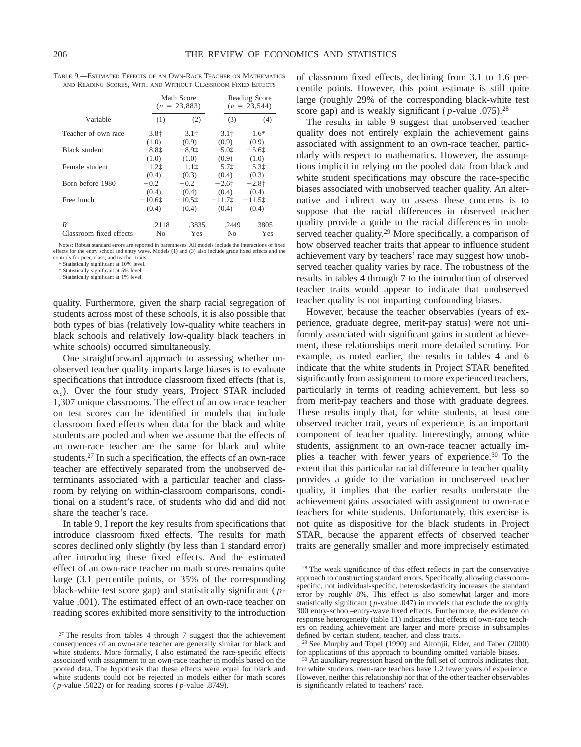TABLE 9.—ESTIMATED EFFECTS OF AN OWN-RACE TEACHER ON MATHEMATICS AND READING SCORES, WITH AND WITHOUT CLASSROOM FIXED EFFECTS

| | Math Score ($n$ = 23,883) | | Reading Score ($n$ = 23,544) | |
|---|---|---|---|---|
| Variable | (1) | (2) | (3) | (4) |
| Teacher of own race | 3.8‡ | 3.1‡ | 3.1‡ | 1.6* |
| | (1.0) | (0.9) | (0.9) | (0.9) |
| Black student | −8.8‡ | −8.9‡ | −5.0‡ | −5.6‡ |
| | (1.0) | (1.0) | (0.9) | (1.0) |
| Female student | 1.2‡ | 1.1‡ | 5.7‡ | 5.3‡ |
| | (0.4) | (0.3) | (0.4) | (0.3) |
| Born before 1980 | −0.2 | −0.2 | −2.6‡ | −2.8‡ |
| | (0.4) | (0.4) | (0.4) | (0.4) |
| Free lunch | −10.6‡ | −10.5‡ | −11.7‡ | −11.5‡ |
| | (0.4) | (0.4) | (0.4) | (0.4) |
| $R^2$ | .2118 | .3835 | .2449 | .3805 |
| Classroom fixed effects | No | Yes | No | Yes |

Notes: Robust standard errors are reported in parentheses. All models include the interactions of fixed effects for the entry school and entry wave. Models (1) and (3) also include grade fixed effects and the controls for peer, class, and teacher traits.
* Statistically significant at 10% level.
† Statistically significant at 5% level.
‡ Statistically significant at 1% level.

quality. Furthermore, given the sharp racial segregation of students across most of these schools, it is also possible that both types of bias (relatively low-quality white teachers in black schools and relatively low-quality black teachers in white schools) occurred simultaneously.

One straightforward approach to assessing whether unobserved teacher quality imparts large biases is to evaluate specifications that introduce classroom fixed effects (that is, $\alpha_c$). Over the four study years, Project STAR included 1,307 unique classrooms. The effect of an own-race teacher on test scores can be identified in models that include classroom fixed effects when data for the black and white students are pooled and when we assume that the effects of an own-race teacher are the same for black and white students.[27] In such a specification, the effects of an own-race teacher are effectively separated from the unobserved determinants associated with a particular teacher and classroom by relying on within-classroom comparisons, conditional on a student's race, of students who did and did not share the teacher's race.

In table 9, I report the key results from specifications that introduce classroom fixed effects. The results for math scores declined only slightly (by less than 1 standard error) after introducing these fixed effects. And the estimated effect of an own-race teacher on math scores remains quite large (3.1 percentile points, or 35% of the corresponding black-white test score gap) and statistically significant ($p$-value .001). The estimated effect of an own-race teacher on reading scores exhibited more sensitivity to the introduction of classroom fixed effects, declining from 3.1 to 1.6 percentile points. However, this point estimate is still quite large (roughly 29% of the corresponding black-white test score gap) and is weakly significant ($p$-value .075).[28]

The results in table 9 suggest that unobserved teacher quality does not entirely explain the achievement gains associated with assignment to an own-race teacher, particularly with respect to mathematics. However, the assumptions implicit in relying on the pooled data from black and white student specifications may obscure the race-specific biases associated with unobserved teacher quality. An alternative and indirect way to assess these concerns is to suppose that the racial differences in observed teacher quality provide a guide to the racial differences in unobserved teacher quality.[29] More specifically, a comparison of how observed teacher traits that appear to influence student achievement vary by teachers' race may suggest how unobserved teacher quality varies by race. The robustness of the results in tables 4 through 7 to the introduction of observed teacher traits would appear to indicate that unobserved teacher quality is not imparting confounding biases.

However, because the teacher observables (years of experience, graduate degree, merit-pay status) were not uniformly associated with significant gains in student achievement, these relationships merit more detailed scrutiny. For example, as noted earlier, the results in tables 4 and 6 indicate that the white students in Project STAR benefited significantly from assignment to more experienced teachers, particularly in terms of reading achievement, but less so from merit-pay teachers and those with graduate degrees. These results imply that, for white students, at least one observed teacher trait, years of experience, is an important component of teacher quality. Interestingly, among white students, assignment to an own-race teacher actually implies a teacher with fewer years of experience.[30] To the extent that this particular racial difference in teacher quality provides a guide to the variation in unobserved teacher quality, it implies that the earlier results understate the achievement gains associated with assignment to own-race teachers for white students. Unfortunately, this exercise is not quite as dispositive for the black students in Project STAR, because the apparent effects of observed teacher traits are generally smaller and more imprecisely estimated

[27] The results from tables 4 through 7 suggest that the achievement consequences of an own-race teacher are generally similar for black and white students. More formally, I also estimated the race-specific effects associated with assignment to an own-race teacher in models based on the pooled data. The hypothesis that these effects were equal for black and white students could not be rejected in models either for math scores ($p$-value .5022) or for reading scores ($p$-value .8749).

[28] The weak significance of this effect reflects in part the conservative approach to constructing standard errors. Specifically, allowing classroom-specific, not individual-specific, heteroskedasticity increases the standard error by roughly 8%. This effect is also somewhat larger and more statistically significant ($p$-value .047) in models that exclude the roughly 300 entry-school–entry-wave fixed effects. Furthermore, the evidence on response heterogeneity (table 11) indicates that effects of own-race teachers on reading achievement are larger and more precise in subsamples defined by certain student, teacher, and class traits.

[29] See Murphy and Topel (1990) and Altonjii, Elder, and Taber (2000) for applications of this approach to bounding omitted variable biases.

[30] An auxiliary regression based on the full set of controls indicates that, for white students, own-race teachers have 1.2 fewer years of experience. However, neither this relationship nor that of the other teacher observables is significantly related to teachers' race.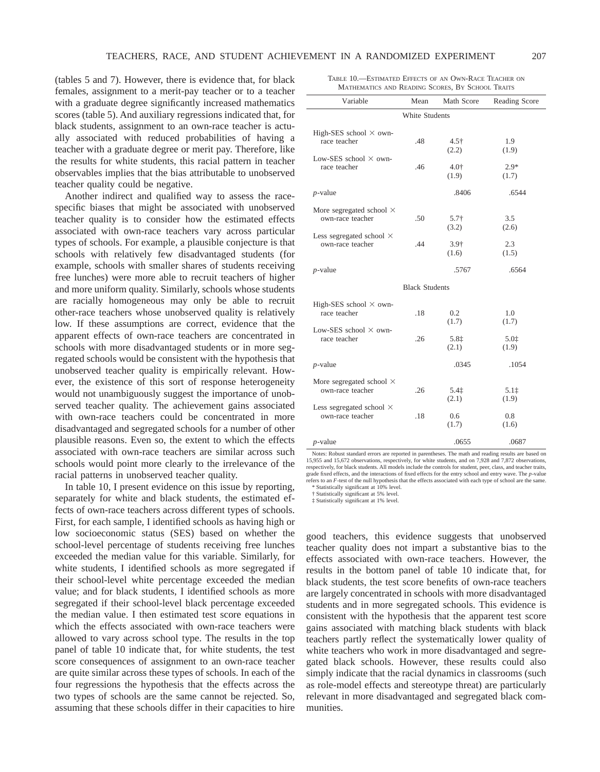(tables 5 and 7). However, there is evidence that, for black females, assignment to a merit-pay teacher or to a teacher with a graduate degree significantly increased mathematics scores (table 5). And auxiliary regressions indicated that, for black students, assignment to an own-race teacher is actually associated with reduced probabilities of having a teacher with a graduate degree or merit pay. Therefore, like the results for white students, this racial pattern in teacher observables implies that the bias attributable to unobserved teacher quality could be negative.

Another indirect and qualified way to assess the race-specific biases that might be associated with unobserved teacher quality is to consider how the estimated effects associated with own-race teachers vary across particular types of schools. For example, a plausible conjecture is that schools with relatively few disadvantaged students (for example, schools with smaller shares of students receiving free lunches) were more able to recruit teachers of higher and more uniform quality. Similarly, schools whose students are racially homogeneous may only be able to recruit other-race teachers whose unobserved quality is relatively low. If these assumptions are correct, evidence that the apparent effects of own-race teachers are concentrated in schools with more disadvantaged students or in more segregated schools would be consistent with the hypothesis that unobserved teacher quality is empirically relevant. However, the existence of this sort of response heterogeneity would not unambiguously suggest the importance of unobserved teacher quality. The achievement gains associated with own-race teachers could be concentrated in more disadvantaged and segregated schools for a number of other plausible reasons. Even so, the extent to which the effects associated with own-race teachers are similar across such schools would point more clearly to the irrelevance of the racial patterns in unobserved teacher quality.

In table 10, I present evidence on this issue by reporting, separately for white and black students, the estimated effects of own-race teachers across different types of schools. First, for each sample, I identified schools as having high or low socioeconomic status (SES) based on whether the school-level percentage of students receiving free lunches exceeded the median value for this variable. Similarly, for white students, I identified schools as more segregated if their school-level white percentage exceeded the median value; and for black students, I identified schools as more segregated if their school-level black percentage exceeded the median value. I then estimated test score equations in which the effects associated with own-race teachers were allowed to vary across school type. The results in the top panel of table 10 indicate that, for white students, the test score consequences of assignment to an own-race teacher are quite similar across these types of schools. In each of the four regressions the hypothesis that the effects across the two types of schools are the same cannot be rejected. So, assuming that these schools differ in their capacities to hire good teachers, this evidence suggests that unobserved teacher quality does not impart a substantive bias to the effects associated with own-race teachers. However, the results in the bottom panel of table 10 indicate that, for black students, the test score benefits of own-race teachers are largely concentrated in schools with more disadvantaged students and in more segregated schools. This evidence is consistent with the hypothesis that the apparent test score gains associated with matching black students with black teachers partly reflect the systematically lower quality of white teachers who work in more disadvantaged and segregated black schools. However, these results could also simply indicate that the racial dynamics in classrooms (such as role-model effects and stereotype threat) are particularly relevant in more disadvantaged and segregated black communities.

TABLE 10.—ESTIMATED EFFECTS OF AN OWN-RACE TEACHER ON MATHEMATICS AND READING SCORES, BY SCHOOL TRAITS

| Variable | Mean | Math Score | Reading Score |
|---|---|---|---|
| **White Students** | | | |
| High-SES school × own-race teacher | .48 | 4.5† | 1.9 |
| | | (2.2) | (1.9) |
| Low-SES school × own-race teacher | .46 | 4.0† | 2.9* |
| | | (1.9) | (1.7) |
| *p*-value | | .8406 | .6544 |
| More segregated school × own-race teacher | .50 | 5.7† | 3.5 |
| | | (3.2) | (2.6) |
| Less segregated school × own-race teacher | .44 | 3.9† | 2.3 |
| | | (1.6) | (1.5) |
| *p*-value | | .5767 | .6564 |
| **Black Students** | | | |
| High-SES school × own-race teacher | .18 | 0.2 | 1.0 |
| | | (1.7) | (1.7) |
| Low-SES school × own-race teacher | .26 | 5.8‡ | 5.0‡ |
| | | (2.1) | (1.9) |
| *p*-value | | .0345 | .1054 |
| More segregated school × own-race teacher | .26 | 5.4‡ | 5.1‡ |
| | | (2.1) | (1.9) |
| Less segregated school × own-race teacher | .18 | 0.6 | 0.8 |
| | | (1.7) | (1.6) |
| *p*-value | | .0655 | .0687 |

Notes: Robust standard errors are reported in parentheses. The math and reading results are based on 15,955 and 15,672 observations, respectively, for white students, and on 7,928 and 7,872 observations, respectively, for black students. All models include the controls for student, peer, class, and teacher traits, grade fixed effects, and the interactions of fixed effects for the entry school and entry wave. The *p*-value refers to an *F*-test of the null hypothesis that the effects associated with each type of school are the same.
* Statistically significant at 10% level.
† Statistically significant at 5% level.
‡ Statistically significant at 1% level.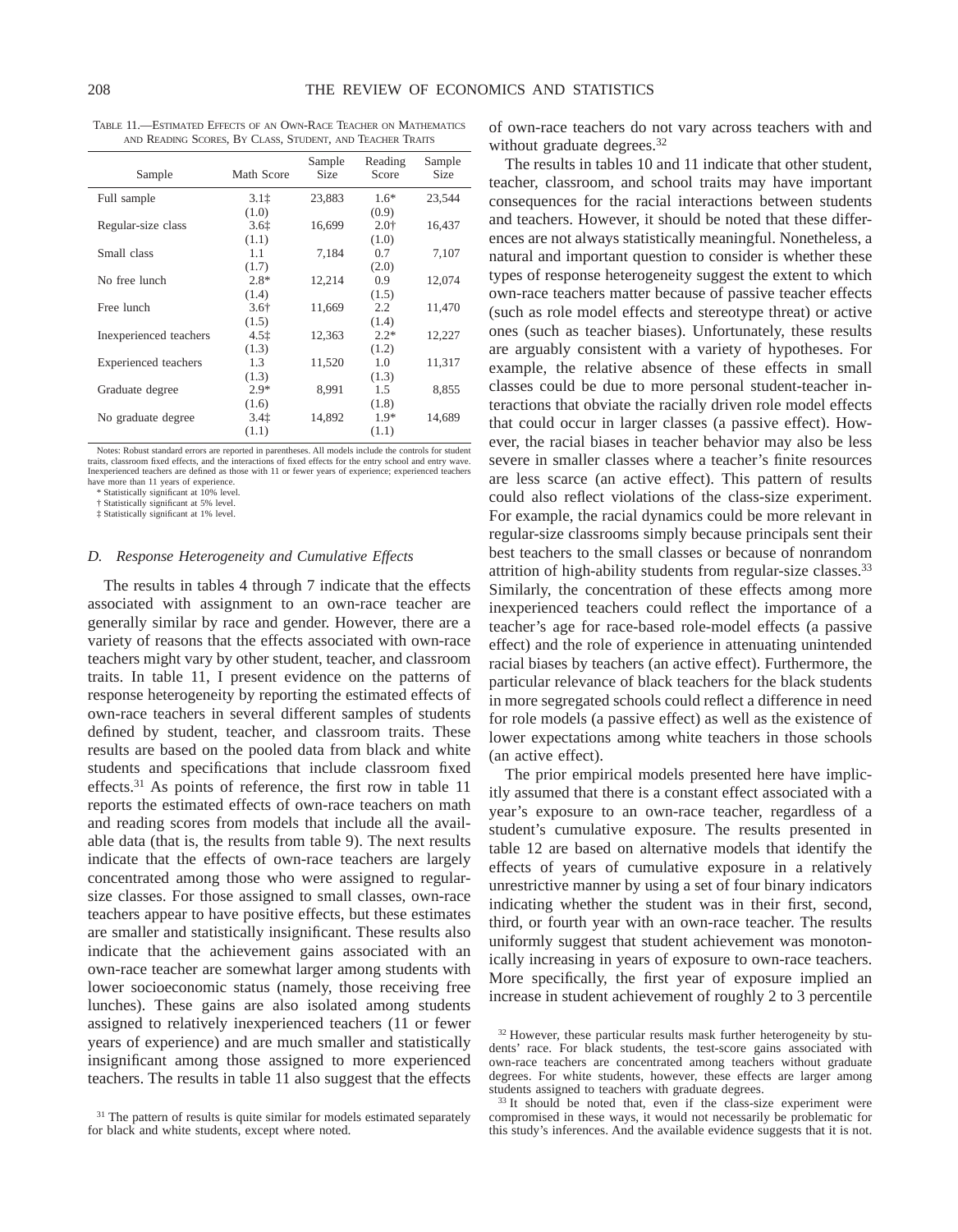TABLE 11.—ESTIMATED EFFECTS OF AN OWN-RACE TEACHER ON MATHEMATICS AND READING SCORES, BY CLASS, STUDENT, AND TEACHER TRAITS

| Sample | Math Score | Sample Size | Reading Score | Sample Size |
|---|---|---|---|---|
| Full sample | 3.1‡ | 23,883 | 1.6* | 23,544 |
| | (1.0) | | (0.9) | |
| Regular-size class | 3.6‡ | 16,699 | 2.0† | 16,437 |
| | (1.1) | | (1.0) | |
| Small class | 1.1 | 7,184 | 0.7 | 7,107 |
| | (1.7) | | (2.0) | |
| No free lunch | 2.8* | 12,214 | 0.9 | 12,074 |
| | (1.4) | | (1.5) | |
| Free lunch | 3.6† | 11,669 | 2.2 | 11,470 |
| | (1.5) | | (1.4) | |
| Inexperienced teachers | 4.5‡ | 12,363 | 2.2* | 12,227 |
| | (1.3) | | (1.2) | |
| Experienced teachers | 1.3 | 11,520 | 1.0 | 11,317 |
| | (1.3) | | (1.3) | |
| Graduate degree | 2.9* | 8,991 | 1.5 | 8,855 |
| | (1.6) | | (1.8) | |
| No graduate degree | 3.4‡ | 14,892 | 1.9* | 14,689 |
| | (1.1) | | (1.1) | |

Notes: Robust standard errors are reported in parentheses. All models include the controls for student traits, classroom fixed effects, and the interactions of fixed effects for the entry school and entry wave. Inexperienced teachers are defined as those with 11 or fewer years of experience; experienced teachers have more than 11 years of experience.
* Statistically significant at 10% level.
† Statistically significant at 5% level.
‡ Statistically significant at 1% level.

### D. *Response Heterogeneity and Cumulative Effects*

The results in tables 4 through 7 indicate that the effects associated with assignment to an own-race teacher are generally similar by race and gender. However, there are a variety of reasons that the effects associated with own-race teachers might vary by other student, teacher, and classroom traits. In table 11, I present evidence on the patterns of response heterogeneity by reporting the estimated effects of own-race teachers in several different samples of students defined by student, teacher, and classroom traits. These results are based on the pooled data from black and white students and specifications that include classroom fixed effects.[31] As points of reference, the first row in table 11 reports the estimated effects of own-race teachers on math and reading scores from models that include all the available data (that is, the results from table 9). The next results indicate that the effects of own-race teachers are largely concentrated among those who were assigned to regular-size classes. For those assigned to small classes, own-race teachers appear to have positive effects, but these estimates are smaller and statistically insignificant. These results also indicate that the achievement gains associated with an own-race teacher are somewhat larger among students with lower socioeconomic status (namely, those receiving free lunches). These gains are also isolated among students assigned to relatively inexperienced teachers (11 or fewer years of experience) and are much smaller and statistically insignificant among those assigned to more experienced teachers. The results in table 11 also suggest that the effects of own-race teachers do not vary across teachers with and without graduate degrees.[32]

The results in tables 10 and 11 indicate that other student, teacher, classroom, and school traits may have important consequences for the racial interactions between students and teachers. However, it should be noted that these differences are not always statistically meaningful. Nonetheless, a natural and important question to consider is whether these types of response heterogeneity suggest the extent to which own-race teachers matter because of passive teacher effects (such as role model effects and stereotype threat) or active ones (such as teacher biases). Unfortunately, these results are arguably consistent with a variety of hypotheses. For example, the relative absence of these effects in small classes could be due to more personal student-teacher interactions that obviate the racially driven role model effects that could occur in larger classes (a passive effect). However, the racial biases in teacher behavior may also be less severe in smaller classes where a teacher's finite resources are less scarce (an active effect). This pattern of results could also reflect violations of the class-size experiment. For example, the racial dynamics could be more relevant in regular-size classrooms simply because principals sent their best teachers to the small classes or because of nonrandom attrition of high-ability students from regular-size classes.[33] Similarly, the concentration of these effects among more inexperienced teachers could reflect the importance of a teacher's age for race-based role-model effects (a passive effect) and the role of experience in attenuating unintended racial biases by teachers (an active effect). Furthermore, the particular relevance of black teachers for the black students in more segregated schools could reflect a difference in need for role models (a passive effect) as well as the existence of lower expectations among white teachers in those schools (an active effect).

The prior empirical models presented here have implicitly assumed that there is a constant effect associated with a year's exposure to an own-race teacher, regardless of a student's cumulative exposure. The results presented in table 12 are based on alternative models that identify the effects of years of cumulative exposure in a relatively unrestrictive manner by using a set of four binary indicators indicating whether the student was in their first, second, third, or fourth year with an own-race teacher. The results uniformly suggest that student achievement was monotonically increasing in years of exposure to own-race teachers. More specifically, the first year of exposure implied an increase in student achievement of roughly 2 to 3 percentile

[31] The pattern of results is quite similar for models estimated separately for black and white students, except where noted.

[32] However, these particular results mask further heterogeneity by students' race. For black students, the test-score gains associated with own-race teachers are concentrated among teachers without graduate degrees. For white students, however, these effects are larger among students assigned to teachers with graduate degrees.

[33] It should be noted that, even if the class-size experiment were compromised in these ways, it would not necessarily be problematic for this study's inferences. And the available evidence suggests that it is not.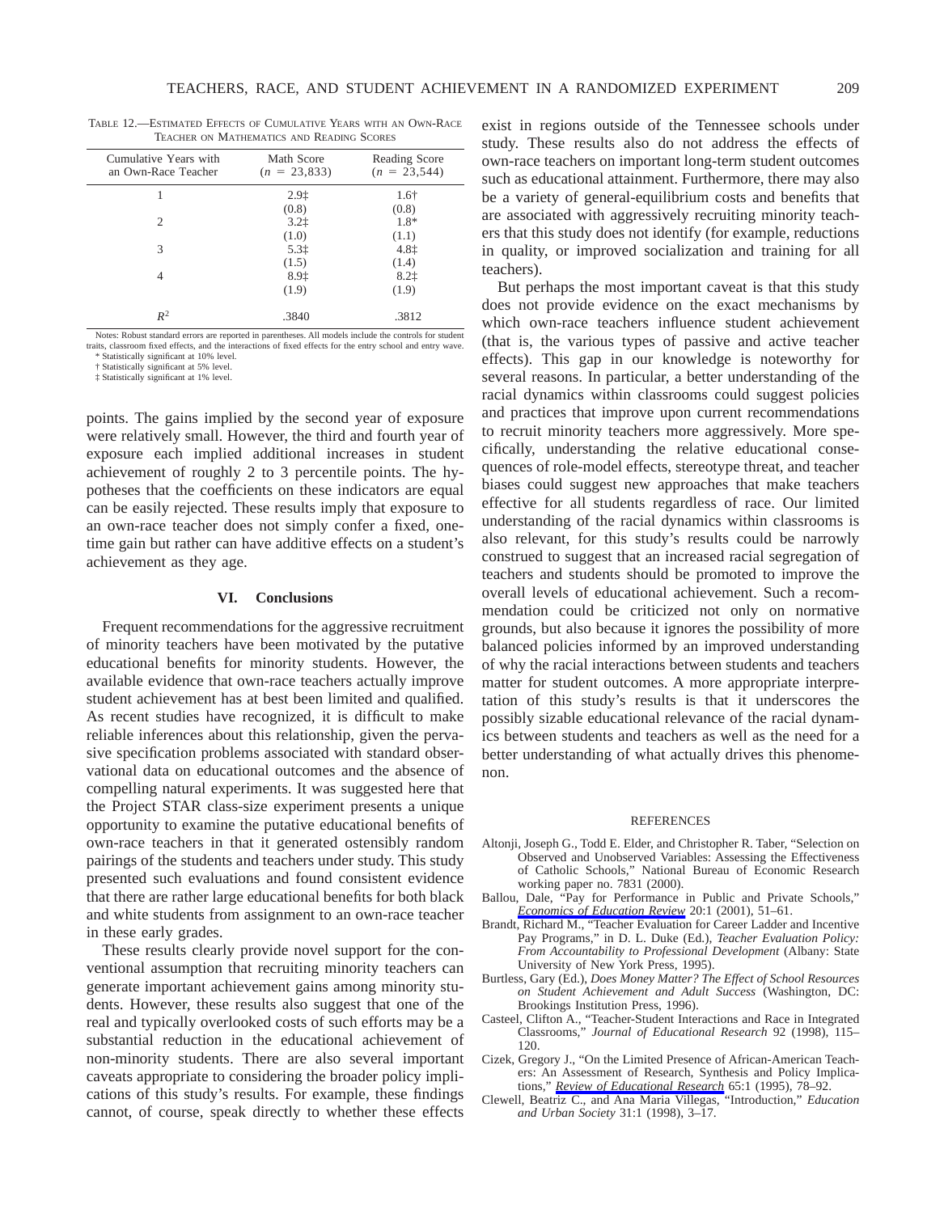TABLE 12.—ESTIMATED EFFECTS OF CUMULATIVE YEARS WITH AN OWN-RACE TEACHER ON MATHEMATICS AND READING SCORES

| Cumulative Years with an Own-Race Teacher | Math Score ($n$ = 23,833) | Reading Score ($n$ = 23,544) |
|---|---|---|
| 1 | 2.9‡ | 1.6† |
| | (0.8) | (0.8) |
| 2 | 3.2‡ | 1.8* |
| | (1.0) | (1.1) |
| 3 | 5.3‡ | 4.8‡ |
| | (1.5) | (1.4) |
| 4 | 8.9‡ | 8.2‡ |
| | (1.9) | (1.9) |
| $R^2$ | .3840 | .3812 |

Notes: Robust standard errors are reported in parentheses. All models include the controls for student traits, classroom fixed effects, and the interactions of fixed effects for the entry school and entry wave.
\* Statistically significant at 10% level.
† Statistically significant at 5% level.
‡ Statistically significant at 1% level.

points. The gains implied by the second year of exposure were relatively small. However, the third and fourth year of exposure each implied additional increases in student achievement of roughly 2 to 3 percentile points. The hypotheses that the coefficients on these indicators are equal can be easily rejected. These results imply that exposure to an own-race teacher does not simply confer a fixed, one-time gain but rather can have additive effects on a student's achievement as they age.

## VI. Conclusions

Frequent recommendations for the aggressive recruitment of minority teachers have been motivated by the putative educational benefits for minority students. However, the available evidence that own-race teachers actually improve student achievement has at best been limited and qualified. As recent studies have recognized, it is difficult to make reliable inferences about this relationship, given the pervasive specification problems associated with standard observational data on educational outcomes and the absence of compelling natural experiments. It was suggested here that the Project STAR class-size experiment presents a unique opportunity to examine the putative educational benefits of own-race teachers in that it generated ostensibly random pairings of the students and teachers under study. This study presented such evaluations and found consistent evidence that there are rather large educational benefits for both black and white students from assignment to an own-race teacher in these early grades.

These results clearly provide novel support for the conventional assumption that recruiting minority teachers can generate important achievement gains among minority students. However, these results also suggest that one of the real and typically overlooked costs of such efforts may be a substantial reduction in the educational achievement of non-minority students. There are also several important caveats appropriate to considering the broader policy implications of this study's results. For example, these findings cannot, of course, speak directly to whether these effects exist in regions outside of the Tennessee schools under study. These results also do not address the effects of own-race teachers on important long-term student outcomes such as educational attainment. Furthermore, there may also be a variety of general-equilibrium costs and benefits that are associated with aggressively recruiting minority teachers that this study does not identify (for example, reductions in quality, or improved socialization and training for all teachers).

But perhaps the most important caveat is that this study does not provide evidence on the exact mechanisms by which own-race teachers influence student achievement (that is, the various types of passive and active teacher effects). This gap in our knowledge is noteworthy for several reasons. In particular, a better understanding of the racial dynamics within classrooms could suggest policies and practices that improve upon current recommendations to recruit minority teachers more aggressively. More specifically, understanding the relative educational consequences of role-model effects, stereotype threat, and teacher biases could suggest new approaches that make teachers effective for all students regardless of race. Our limited understanding of the racial dynamics within classrooms is also relevant, for this study's results could be narrowly construed to suggest that an increased racial segregation of teachers and students should be promoted to improve the overall levels of educational achievement. Such a recommendation could be criticized not only on normative grounds, but also because it ignores the possibility of more balanced policies informed by an improved understanding of why the racial interactions between students and teachers matter for student outcomes. A more appropriate interpretation of this study's results is that it underscores the possibly sizable educational relevance of the racial dynamics between students and teachers as well as the need for a better understanding of what actually drives this phenomenon.

## REFERENCES

Altonji, Joseph G., Todd E. Elder, and Christopher R. Taber, "Selection on Observed and Unobserved Variables: Assessing the Effectiveness of Catholic Schools," National Bureau of Economic Research working paper no. 7831 (2000).

Ballou, Dale, "Pay for Performance in Public and Private Schools," *Economics of Education Review* 20:1 (2001), 51–61.

Brandt, Richard M., "Teacher Evaluation for Career Ladder and Incentive Pay Programs," in D. L. Duke (Ed.), *Teacher Evaluation Policy: From Accountability to Professional Development* (Albany: State University of New York Press, 1995).

Burtless, Gary (Ed.), *Does Money Matter? The Effect of School Resources on Student Achievement and Adult Success* (Washington, DC: Brookings Institution Press, 1996).

Casteel, Clifton A., "Teacher-Student Interactions and Race in Integrated Classrooms," *Journal of Educational Research* 92 (1998), 115–120.

Cizek, Gregory J., "On the Limited Presence of African-American Teachers: An Assessment of Research, Synthesis and Policy Implications," *Review of Educational Research* 65:1 (1995), 78–92.

Clewell, Beatriz C., and Ana Maria Villegas, "Introduction," *Education and Urban Society* 31:1 (1998), 3–17.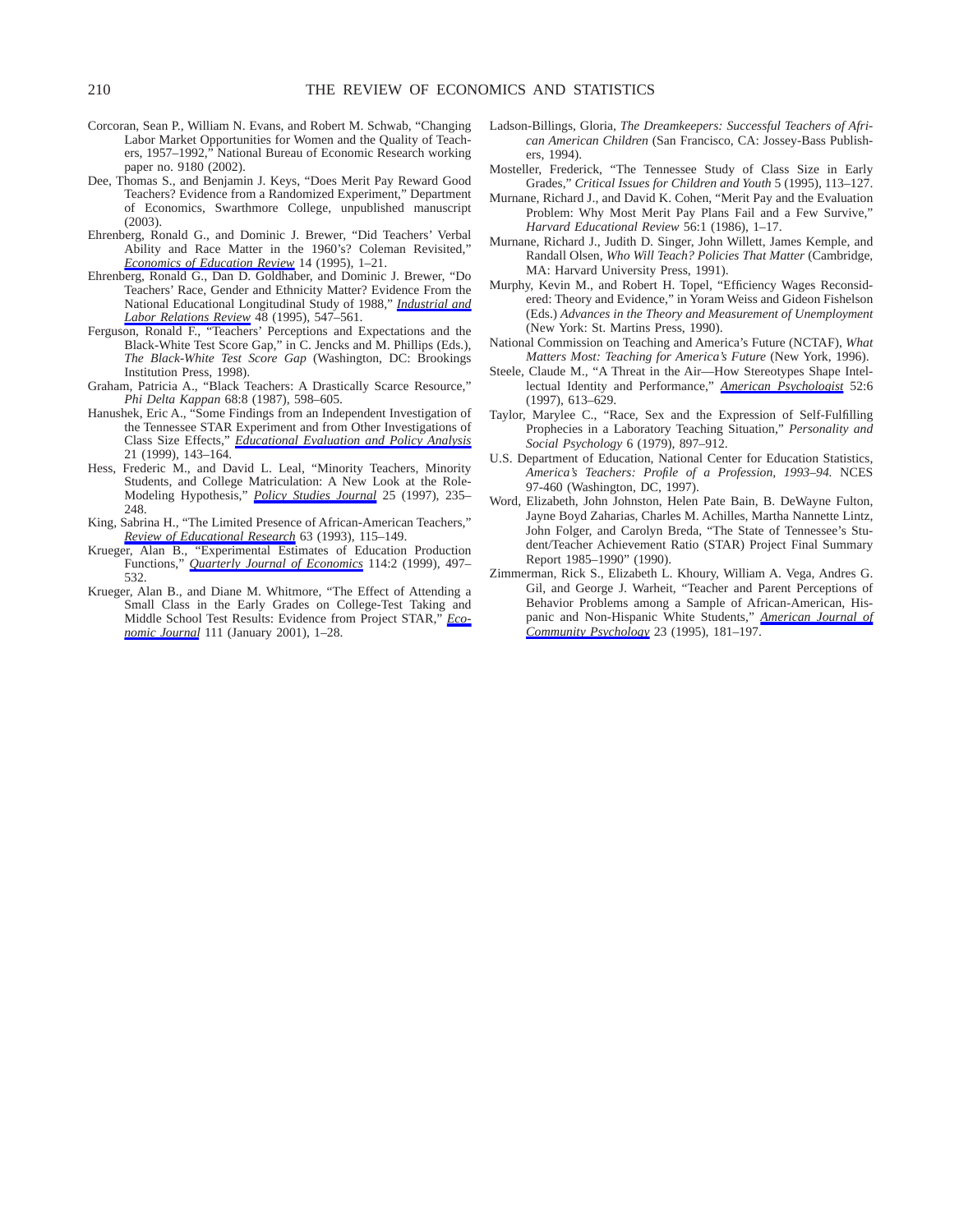Corcoran, Sean P., William N. Evans, and Robert M. Schwab, "Changing Labor Market Opportunities for Women and the Quality of Teachers, 1957–1992," National Bureau of Economic Research working paper no. 9180 (2002).

Dee, Thomas S., and Benjamin J. Keys, "Does Merit Pay Reward Good Teachers? Evidence from a Randomized Experiment," Department of Economics, Swarthmore College, unpublished manuscript (2003).

Ehrenberg, Ronald G., and Dominic J. Brewer, "Did Teachers' Verbal Ability and Race Matter in the 1960's? Coleman Revisited," *Economics of Education Review* 14 (1995), 1–21.

Ehrenberg, Ronald G., Dan D. Goldhaber, and Dominic J. Brewer, "Do Teachers' Race, Gender and Ethnicity Matter? Evidence From the National Educational Longitudinal Study of 1988," *Industrial and Labor Relations Review* 48 (1995), 547–561.

Ferguson, Ronald F., "Teachers' Perceptions and Expectations and the Black-White Test Score Gap," in C. Jencks and M. Phillips (Eds.), *The Black-White Test Score Gap* (Washington, DC: Brookings Institution Press, 1998).

Graham, Patricia A., "Black Teachers: A Drastically Scarce Resource," *Phi Delta Kappan* 68:8 (1987), 598–605.

Hanushek, Eric A., "Some Findings from an Independent Investigation of the Tennessee STAR Experiment and from Other Investigations of Class Size Effects," *Educational Evaluation and Policy Analysis* 21 (1999), 143–164.

Hess, Frederic M., and David L. Leal, "Minority Teachers, Minority Students, and College Matriculation: A New Look at the Role-Modeling Hypothesis," *Policy Studies Journal* 25 (1997), 235–248.

King, Sabrina H., "The Limited Presence of African-American Teachers," *Review of Educational Research* 63 (1993), 115–149.

Krueger, Alan B., "Experimental Estimates of Education Production Functions," *Quarterly Journal of Economics* 114:2 (1999), 497–532.

Krueger, Alan B., and Diane M. Whitmore, "The Effect of Attending a Small Class in the Early Grades on College-Test Taking and Middle School Test Results: Evidence from Project STAR," *Economic Journal* 111 (January 2001), 1–28.

Ladson-Billings, Gloria, *The Dreamkeepers: Successful Teachers of African American Children* (San Francisco, CA: Jossey-Bass Publishers, 1994).

Mosteller, Frederick, "The Tennessee Study of Class Size in Early Grades," *Critical Issues for Children and Youth* 5 (1995), 113–127.

Murnane, Richard J., and David K. Cohen, "Merit Pay and the Evaluation Problem: Why Most Merit Pay Plans Fail and a Few Survive," *Harvard Educational Review* 56:1 (1986), 1–17.

Murnane, Richard J., Judith D. Singer, John Willett, James Kemple, and Randall Olsen, *Who Will Teach? Policies That Matter* (Cambridge, MA: Harvard University Press, 1991).

Murphy, Kevin M., and Robert H. Topel, "Efficiency Wages Reconsidered: Theory and Evidence," in Yoram Weiss and Gideon Fishelson (Eds.) *Advances in the Theory and Measurement of Unemployment* (New York: St. Martins Press, 1990).

National Commission on Teaching and America's Future (NCTAF), *What Matters Most: Teaching for America's Future* (New York, 1996).

Steele, Claude M., "A Threat in the Air—How Stereotypes Shape Intellectual Identity and Performance," *American Psychologist* 52:6 (1997), 613–629.

Taylor, Marylee C., "Race, Sex and the Expression of Self-Fulfilling Prophecies in a Laboratory Teaching Situation," *Personality and Social Psychology* 6 (1979), 897–912.

U.S. Department of Education, National Center for Education Statistics, *America's Teachers: Profile of a Profession, 1993–94.* NCES 97-460 (Washington, DC, 1997).

Word, Elizabeth, John Johnston, Helen Pate Bain, B. DeWayne Fulton, Jayne Boyd Zaharias, Charles M. Achilles, Martha Nannette Lintz, John Folger, and Carolyn Breda, "The State of Tennessee's Student/Teacher Achievement Ratio (STAR) Project Final Summary Report 1985–1990" (1990).

Zimmerman, Rick S., Elizabeth L. Khoury, William A. Vega, Andres G. Gil, and George J. Warheit, "Teacher and Parent Perceptions of Behavior Problems among a Sample of African-American, Hispanic and Non-Hispanic White Students," *American Journal of Community Psychology* 23 (1995), 181–197.